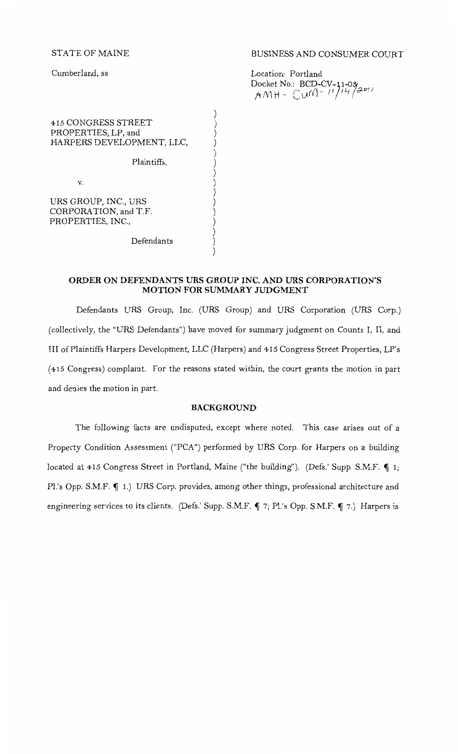STATE OF MAINE

Cumberland, ss

BUSINESS AND CONSUMER COURT

Location: Portland
Docket No.: BCD-CV-11-08
AMH - CUM - 11/14/2011

415 CONGRESS STREET PROPERTIES, LP, and HARPERS DEVELOPMENT, LLC,

Plaintiffs,

v.

URS GROUP, INC., URS CORPORATION, and T.F. PROPERTIES, INC.,

Defendants

## ORDER ON DEFENDANTS URS GROUP INC. AND URS CORPORATION'S MOTION FOR SUMMARY JUDGMENT

Defendants URS Group, Inc. (URS Group) and URS Corporation (URS Corp.) (collectively, the "URS Defendants") have moved for summary judgment on Counts I, II, and III of Plaintiffs Harpers Development, LLC (Harpers) and 415 Congress Street Properties, LP's (415 Congress) complaint. For the reasons stated within, the court grants the motion in part and denies the motion in part.

## BACKGROUND

The following facts are undisputed, except where noted. This case arises out of a Property Condition Assessment ("PCA") performed by URS Corp. for Harpers on a building located at 415 Congress Street in Portland, Maine ("the building"). (Defs.' Supp. S.M.F. ¶ 1; Pl.'s Opp. S.M.F. ¶ 1.) URS Corp. provides, among other things, professional architecture and engineering services to its clients. (Defs.' Supp. S.M.F. ¶ 7; Pl.'s Opp. S.M.F. ¶ 7.) Harpers is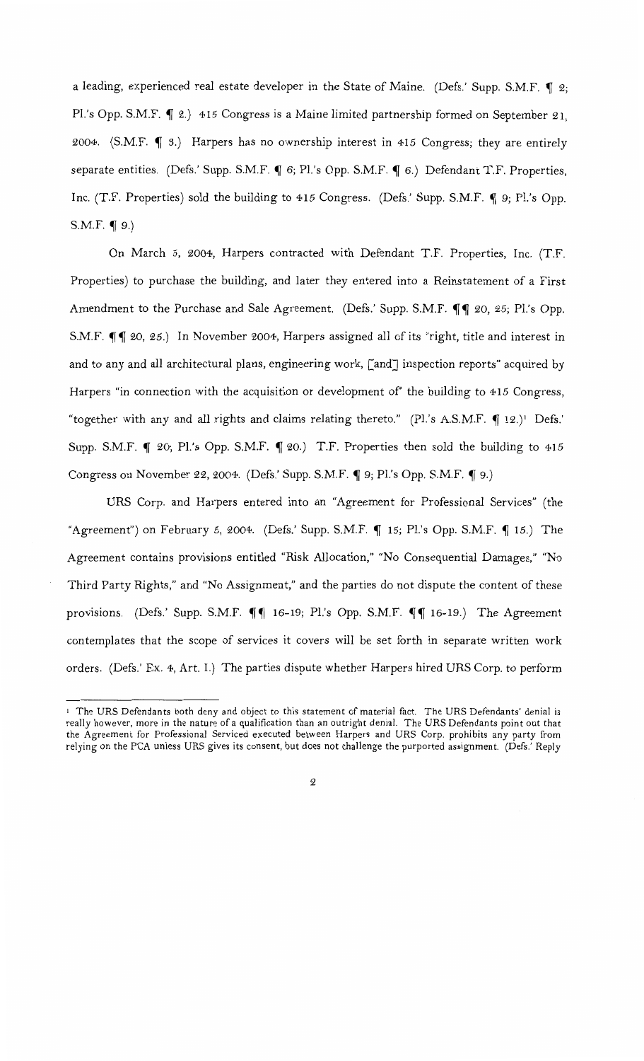a leading, experienced real estate developer in the State of Maine. (Defs.' Supp. S.M.F. ¶ 2; Pl.'s Opp. S.M.F. ¶ 2.) 415 Congress is a Maine limited partnership formed on September 21, 2004. (S.M.F. ¶ 3.) Harpers has no ownership interest in 415 Congress; they are entirely separate entities. (Defs.' Supp. S.M.F. ¶ 6; Pl.'s Opp. S.M.F. ¶ 6.) Defendant T.F. Properties, Inc. (T.F. Properties) sold the building to 415 Congress. (Defs.' Supp. S.M.F. ¶ 9; Pl.'s Opp. S.M.F. ¶ 9.)

On March 5, 2004, Harpers contracted with Defendant T.F. Properties, Inc. (T.F. Properties) to purchase the building, and later they entered into a Reinstatement of a First Amendment to the Purchase and Sale Agreement. (Defs.' Supp. S.M.F. ¶¶ 20, 25; Pl.'s Opp. S.M.F. ¶¶ 20, 25.) In November 2004, Harpers assigned all of its "right, title and interest in and to any and all architectural plans, engineering work, [and] inspection reports" acquired by Harpers "in connection with the acquisition or development of" the building to 415 Congress, "together with any and all rights and claims relating thereto." (Pl.'s A.S.M.F. ¶ 12.)[1] Defs.' Supp. S.M.F. ¶ 20; Pl.'s Opp. S.M.F. ¶ 20.) T.F. Properties then sold the building to 415 Congress on November 22, 2004. (Defs.' Supp. S.M.F. ¶ 9; Pl.'s Opp. S.M.F. ¶ 9.)

URS Corp. and Harpers entered into an "Agreement for Professional Services" (the "Agreement") on February 5, 2004. (Defs.' Supp. S.M.F. ¶ 15; Pl.'s Opp. S.M.F. ¶ 15.) The Agreement contains provisions entitled "Risk Allocation," "No Consequential Damages," "No Third Party Rights," and "No Assignment," and the parties do not dispute the content of these provisions. (Defs.' Supp. S.M.F. ¶¶ 16-19; Pl.'s Opp. S.M.F. ¶¶ 16-19.) The Agreement contemplates that the scope of services it covers will be set forth in separate written work orders. (Defs.' Ex. 4, Art. I.) The parties dispute whether Harpers hired URS Corp. to perform

[1] The URS Defendants both deny and object to this statement of material fact. The URS Defendants' denial is really however, more in the nature of a qualification than an outright denial. The URS Defendants point out that the Agreement for Professional Serviced executed between Harpers and URS Corp. prohibits any party from relying on the PCA unless URS gives its consent, but does not challenge the purported assignment. (Defs.' Reply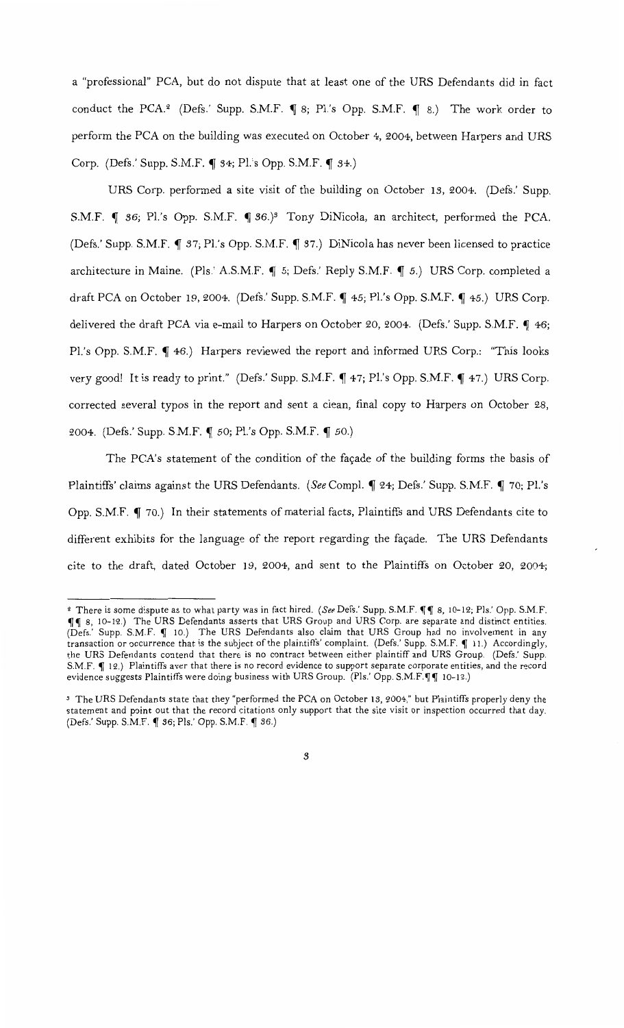a "professional" PCA, but do not dispute that at least one of the URS Defendants did in fact conduct the PCA.[2] (Defs.' Supp. S.M.F. ¶ 8; Pl.'s Opp. S.M.F. ¶ 8.) The work order to perform the PCA on the building was executed on October 4, 2004, between Harpers and URS Corp. (Defs.' Supp. S.M.F. ¶ 34; Pl.'s Opp. S.M.F. ¶ 34.)

URS Corp. performed a site visit of the building on October 13, 2004. (Defs.' Supp. S.M.F. ¶ 36; Pl.'s Opp. S.M.F. ¶ 36.)[3] Tony DiNicola, an architect, performed the PCA. (Defs.' Supp. S.M.F. ¶ 37; Pl.'s Opp. S.M.F. ¶ 37.) DiNicola has never been licensed to practice architecture in Maine. (Pls.' A.S.M.F. ¶ 5; Defs.' Reply S.M.F. ¶ 5.) URS Corp. completed a draft PCA on October 19, 2004. (Defs.' Supp. S.M.F. ¶ 45; Pl.'s Opp. S.M.F. ¶ 45.) URS Corp. delivered the draft PCA via e-mail to Harpers on October 20, 2004. (Defs.' Supp. S.M.F. ¶ 46; Pl.'s Opp. S.M.F. ¶ 46.) Harpers reviewed the report and informed URS Corp.: "This looks very good! It is ready to print." (Defs.' Supp. S.M.F. ¶ 47; Pl.'s Opp. S.M.F. ¶ 47.) URS Corp. corrected several typos in the report and sent a clean, final copy to Harpers on October 28, 2004. (Defs.' Supp. S.M.F. ¶ 50; Pl.'s Opp. S.M.F. ¶ 50.)

The PCA's statement of the condition of the façade of the building forms the basis of Plaintiffs' claims against the URS Defendants. (*See* Compl. ¶ 24; Defs.' Supp. S.M.F. ¶ 70; Pl.'s Opp. S.M.F. ¶ 70.) In their statements of material facts, Plaintiffs and URS Defendants cite to different exhibits for the language of the report regarding the façade. The URS Defendants cite to the draft, dated October 19, 2004, and sent to the Plaintiffs on October 20, 2004;

---

[2] There is some dispute as to what party was in fact hired. (*See* Defs.' Supp. S.M.F. ¶¶ 8, 10-12; Pls.' Opp. S.M.F. ¶¶ 8, 10-12.) The URS Defendants asserts that URS Group and URS Corp. are separate and distinct entities. (Defs.' Supp. S.M.F. ¶ 10.) The URS Defendants also claim that URS Group had no involvement in any transaction or occurrence that is the subject of the plaintiffs' complaint. (Defs.' Supp. S.M.F. ¶ 11.) Accordingly, the URS Defendants contend that there is no contract between either plaintiff and URS Group. (Defs.' Supp. S.M.F. ¶ 12.) Plaintiffs aver that there is no record evidence to support separate corporate entities, and the record evidence suggests Plaintiffs were doing business with URS Group. (Pls.' Opp. S.M.F.¶¶ 10-12.)

[3] The URS Defendants state that they "performed the PCA on October 13, 2004," but Plaintiffs properly deny the statement and point out that the record citations only support that the site visit or inspection occurred that day. (Defs.' Supp. S.M.F. ¶ 36; Pls.' Opp. S.M.F. ¶ 36.)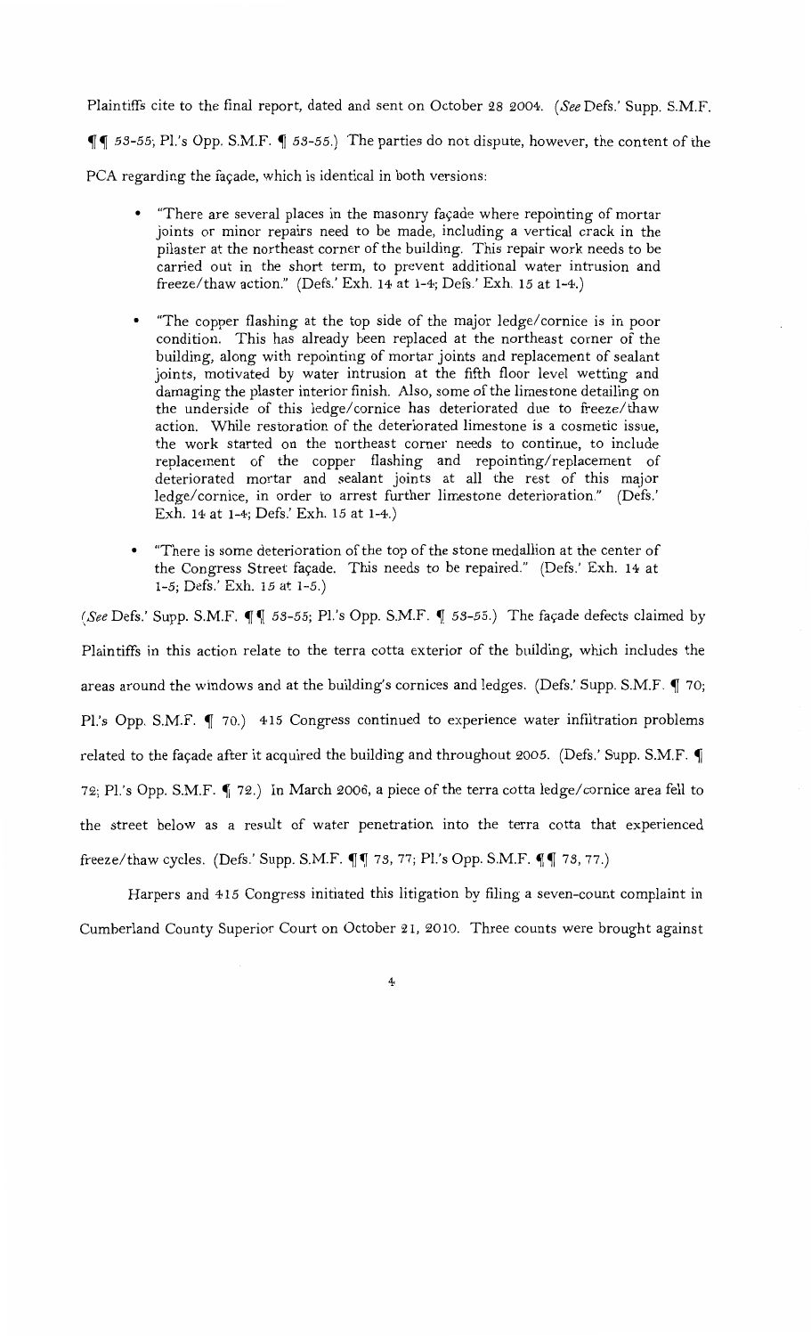Plaintiffs cite to the final report, dated and sent on October 28 2004. (*See* Defs.' Supp. S.M.F. ¶¶ 53-55; Pl.'s Opp. S.M.F. ¶ 53-55.) The parties do not dispute, however, the content of the PCA regarding the façade, which is identical in both versions:

- "There are several places in the masonry façade where repointing of mortar joints or minor repairs need to be made, including a vertical crack in the pilaster at the northeast corner of the building. This repair work needs to be carried out in the short term, to prevent additional water intrusion and freeze/thaw action." (Defs.' Exh. 14 at 1-4; Defs.' Exh. 15 at 1-4.)

- "The copper flashing at the top side of the major ledge/cornice is in poor condition. This has already been replaced at the northeast corner of the building, along with repointing of mortar joints and replacement of sealant joints, motivated by water intrusion at the fifth floor level wetting and damaging the plaster interior finish. Also, some of the limestone detailing on the underside of this ledge/cornice has deteriorated due to freeze/thaw action. While restoration of the deteriorated limestone is a cosmetic issue, the work started on the northeast corner needs to continue, to include replacement of the copper flashing and repointing/replacement of deteriorated mortar and sealant joints at all the rest of this major ledge/cornice, in order to arrest further limestone deterioration." (Defs.' Exh. 14 at 1-4; Defs.' Exh. 15 at 1-4.)

- "There is some deterioration of the top of the stone medallion at the center of the Congress Street façade. This needs to be repaired." (Defs.' Exh. 14 at 1-5; Defs.' Exh. 15 at 1-5.)

(*See* Defs.' Supp. S.M.F. ¶¶ 53-55; Pl.'s Opp. S.M.F. ¶ 53-55.) The façade defects claimed by Plaintiffs in this action relate to the terra cotta exterior of the building, which includes the areas around the windows and at the building's cornices and ledges. (Defs.' Supp. S.M.F. ¶ 70; Pl.'s Opp. S.M.F. ¶ 70.) 415 Congress continued to experience water infiltration problems related to the façade after it acquired the building and throughout 2005. (Defs.' Supp. S.M.F. ¶ 72; Pl.'s Opp. S.M.F. ¶ 72.) In March 2006, a piece of the terra cotta ledge/cornice area fell to the street below as a result of water penetration into the terra cotta that experienced freeze/thaw cycles. (Defs.' Supp. S.M.F. ¶¶ 73, 77; Pl.'s Opp. S.M.F. ¶¶ 73, 77.)

Harpers and 415 Congress initiated this litigation by filing a seven-count complaint in Cumberland County Superior Court on October 21, 2010. Three counts were brought against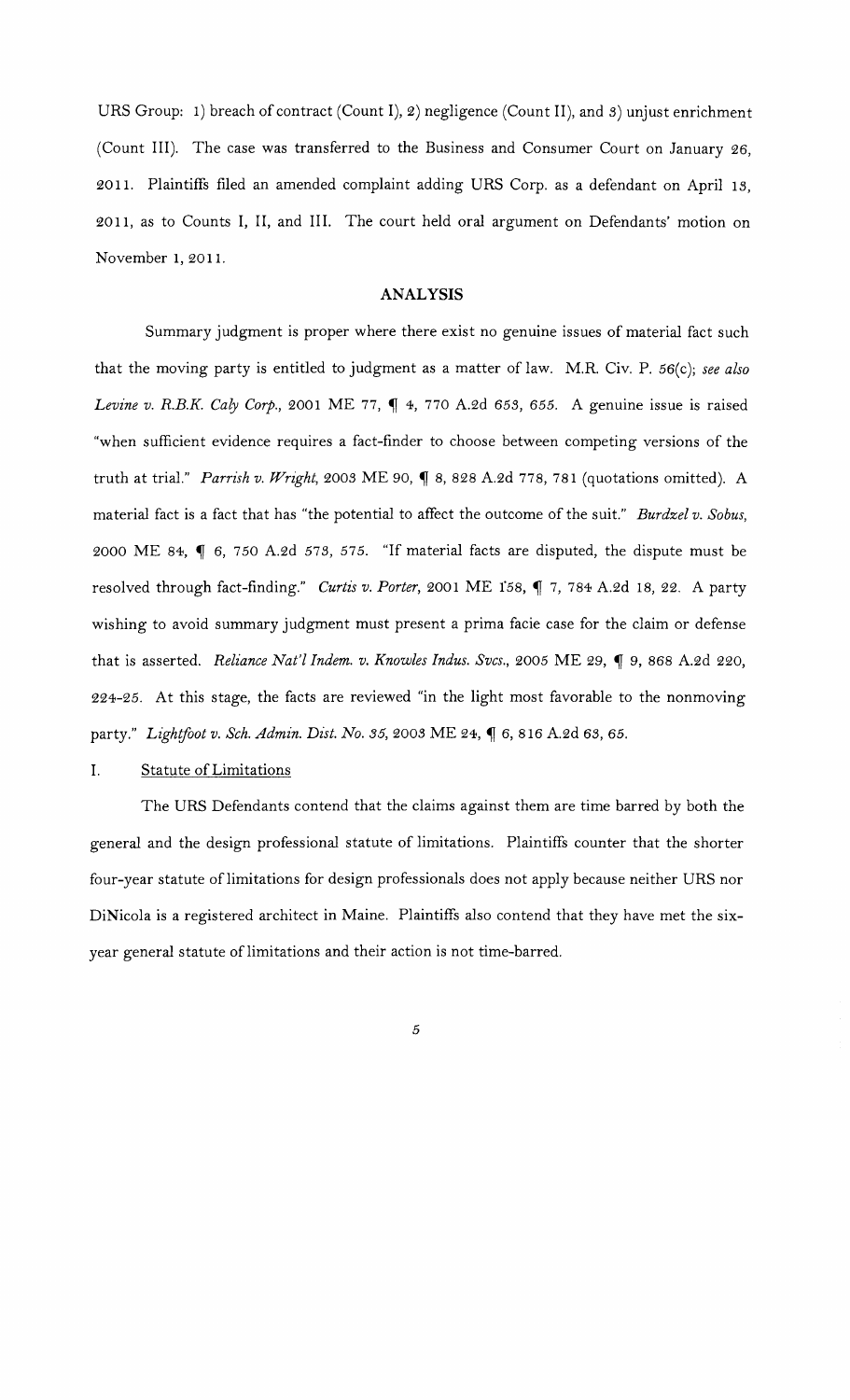URS Group: 1) breach of contract (Count I), 2) negligence (Count II), and 3) unjust enrichment (Count III). The case was transferred to the Business and Consumer Court on January 26, 2011. Plaintiffs filed an amended complaint adding URS Corp. as a defendant on April 13, 2011, as to Counts I, II, and III. The court held oral argument on Defendants' motion on November 1, 2011.

## ANALYSIS

Summary judgment is proper where there exist no genuine issues of material fact such that the moving party is entitled to judgment as a matter of law. M.R. Civ. P. 56(c); *see also Levine v. R.B.K. Caly Corp.*, 2001 ME 77, ¶ 4, 770 A.2d 653, 655. A genuine issue is raised "when sufficient evidence requires a fact-finder to choose between competing versions of the truth at trial." *Parrish v. Wright*, 2003 ME 90, ¶ 8, 828 A.2d 778, 781 (quotations omitted). A material fact is a fact that has "the potential to affect the outcome of the suit." *Burdzel v. Sobus*, 2000 ME 84, ¶ 6, 750 A.2d 573, 575. "If material facts are disputed, the dispute must be resolved through fact-finding." *Curtis v. Porter*, 2001 ME 158, ¶ 7, 784 A.2d 18, 22. A party wishing to avoid summary judgment must present a prima facie case for the claim or defense that is asserted. *Reliance Nat'l Indem. v. Knowles Indus. Svcs.*, 2005 ME 29, ¶ 9, 868 A.2d 220, 224-25. At this stage, the facts are reviewed "in the light most favorable to the nonmoving party." *Lightfoot v. Sch. Admin. Dist. No. 35*, 2003 ME 24, ¶ 6, 816 A.2d 63, 65.

I. Statute of Limitations

The URS Defendants contend that the claims against them are time barred by both the general and the design professional statute of limitations. Plaintiffs counter that the shorter four-year statute of limitations for design professionals does not apply because neither URS nor DiNicola is a registered architect in Maine. Plaintiffs also contend that they have met the six-year general statute of limitations and their action is not time-barred.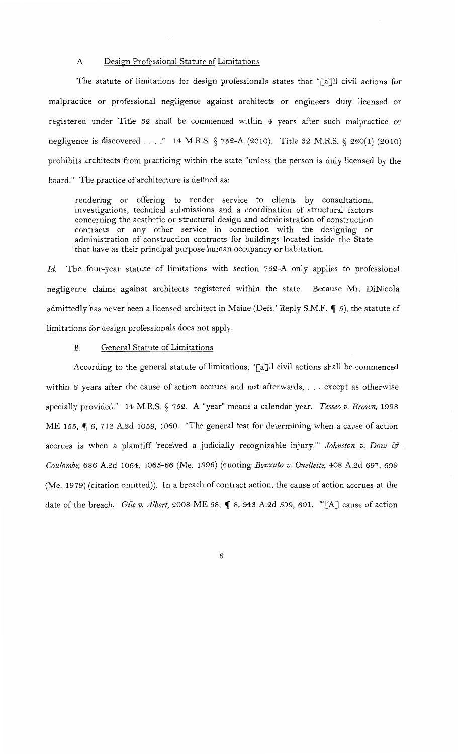### A. Design Professional Statute of Limitations

The statute of limitations for design professionals states that "[a]ll civil actions for malpractice or professional negligence against architects or engineers duly licensed or registered under Title 32 shall be commenced within 4 years after such malpractice or negligence is discovered . . . ." 14 M.R.S. § 752-A (2010). Title 32 M.R.S. § 220(1) (2010) prohibits architects from practicing within the state "unless the person is duly licensed by the board." The practice of architecture is defined as:

> rendering or offering to render service to clients by consultations, investigations, technical submissions and a coordination of structural factors concerning the aesthetic or structural design and administration of construction contracts or any other service in connection with the designing or administration of construction contracts for buildings located inside the State that have as their principal purpose human occupancy or habitation.

*Id.* The four-year statute of limitations with section 752-A only applies to professional negligence claims against architects registered within the state. Because Mr. DiNicola admittedly has never been a licensed architect in Maine (Defs.' Reply S.M.F. ¶ 5), the statute of limitations for design professionals does not apply.

### B. General Statute of Limitations

According to the general statute of limitations, "[a]ll civil actions shall be commenced within 6 years after the cause of action accrues and not afterwards, . . . except as otherwise specially provided." 14 M.R.S. § 752. A "year" means a calendar year. *Tesseo v. Brown*, 1998 ME 155, ¶ 6, 712 A.2d 1059, 1060. "The general test for determining when a cause of action accrues is when a plaintiff 'received a judicially recognizable injury.'" *Johnston v. Dow & Coulombe*, 686 A.2d 1064, 1065-66 (Me. 1996) (quoting *Bozzuto v. Ouellette*, 408 A.2d 697, 699 (Me. 1979) (citation omitted)). In a breach of contract action, the cause of action accrues at the date of the breach. *Gile v. Albert*, 2008 ME 58, ¶ 8, 943 A.2d 599, 601. "'[A] cause of action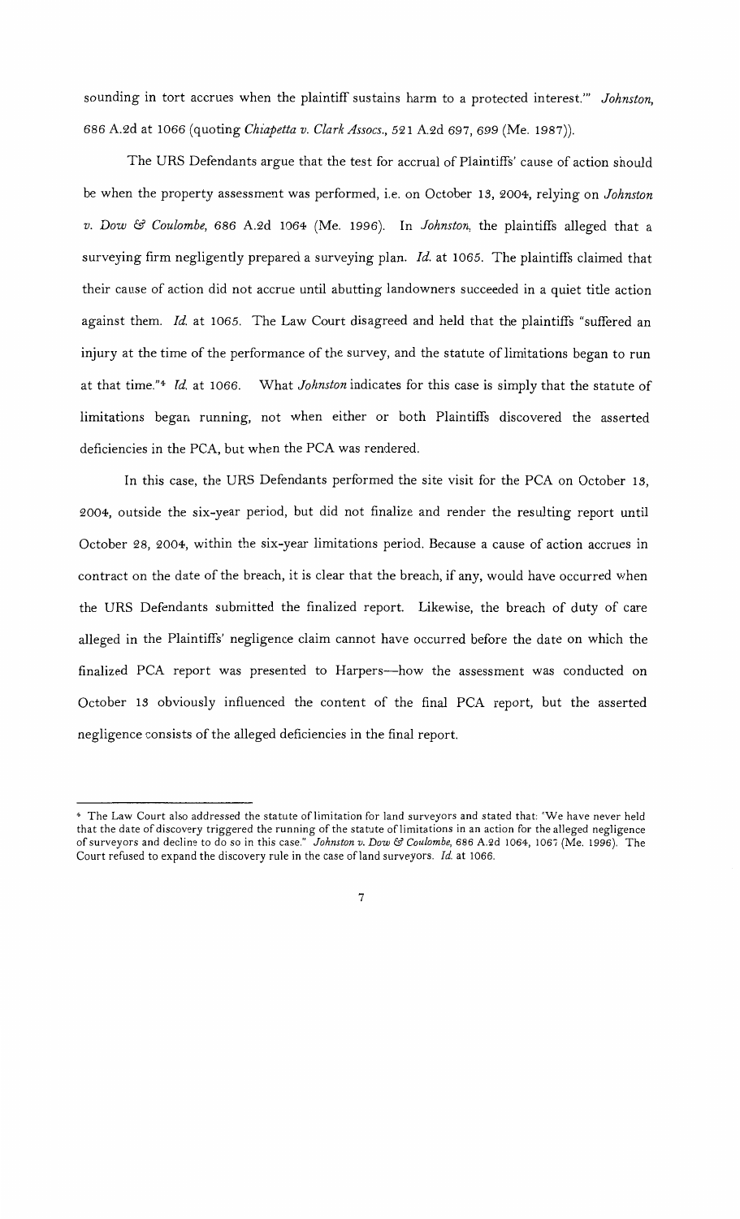sounding in tort accrues when the plaintiff sustains harm to a protected interest.'" *Johnston*, 686 A.2d at 1066 (quoting *Chiapetta v. Clark Assocs.*, 521 A.2d 697, 699 (Me. 1987)).

The URS Defendants argue that the test for accrual of Plaintiffs' cause of action should be when the property assessment was performed, i.e. on October 13, 2004, relying on *Johnston v. Dow & Coulombe*, 686 A.2d 1064 (Me. 1996). In *Johnston*, the plaintiffs alleged that a surveying firm negligently prepared a surveying plan. *Id.* at 1065. The plaintiffs claimed that their cause of action did not accrue until abutting landowners succeeded in a quiet title action against them. *Id.* at 1065. The Law Court disagreed and held that the plaintiffs "suffered an injury at the time of the performance of the survey, and the statute of limitations began to run at that time."[4] *Id.* at 1066. What *Johnston* indicates for this case is simply that the statute of limitations began running, not when either or both Plaintiffs discovered the asserted deficiencies in the PCA, but when the PCA was rendered.

In this case, the URS Defendants performed the site visit for the PCA on October 13, 2004, outside the six-year period, but did not finalize and render the resulting report until October 28, 2004, within the six-year limitations period. Because a cause of action accrues in contract on the date of the breach, it is clear that the breach, if any, would have occurred when the URS Defendants submitted the finalized report. Likewise, the breach of duty of care alleged in the Plaintiffs' negligence claim cannot have occurred before the date on which the finalized PCA report was presented to Harpers—how the assessment was conducted on October 13 obviously influenced the content of the final PCA report, but the asserted negligence consists of the alleged deficiencies in the final report.

---

[4] The Law Court also addressed the statute of limitation for land surveyors and stated that: "We have never held that the date of discovery triggered the running of the statute of limitations in an action for the alleged negligence of surveyors and decline to do so in this case." *Johnston v. Dow & Coulombe*, 686 A.2d 1064, 1067 (Me. 1996). The Court refused to expand the discovery rule in the case of land surveyors. *Id.* at 1066.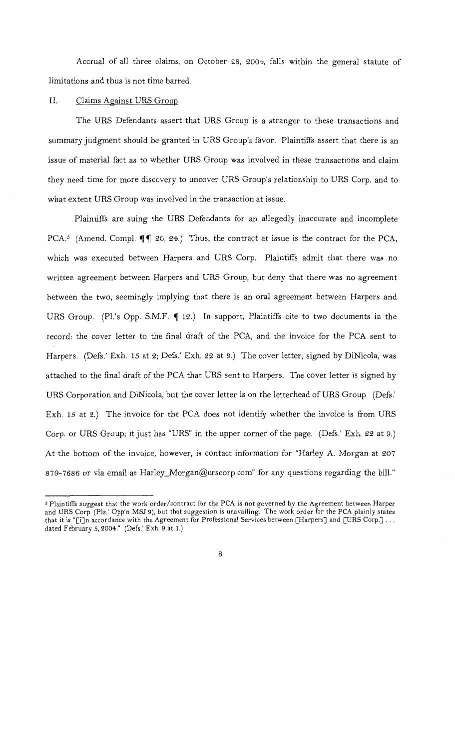Accrual of all three claims, on October 28, 2004, falls within the general statute of limitations and thus is not time barred.

## II. Claims Against URS Group

The URS Defendants assert that URS Group is a stranger to these transactions and summary judgment should be granted in URS Group's favor. Plaintiffs assert that there is an issue of material fact as to whether URS Group was involved in these transactions and claim they need time for more discovery to uncover URS Group's relationship to URS Corp. and to what extent URS Group was involved in the transaction at issue.

Plaintiffs are suing the URS Defendants for an allegedly inaccurate and incomplete PCA.[5] (Amend. Compl. ¶¶ 20, 24.) Thus, the contract at issue is the contract for the PCA, which was executed between Harpers and URS Corp. Plaintiffs admit that there was no written agreement between Harpers and URS Group, but deny that there was no agreement between the two, seemingly implying that there is an oral agreement between Harpers and URS Group. (Pl.'s Opp. S.M.F. ¶ 12.) In support, Plaintiffs cite to two documents in the record: the cover letter to the final draft of the PCA, and the invoice for the PCA sent to Harpers. (Defs.' Exh. 15 at 2; Defs.' Exh. 22 at 9.) The cover letter, signed by DiNicola, was attached to the final draft of the PCA that URS sent to Harpers. The cover letter is signed by URS Corporation and DiNicola, but the cover letter is on the letterhead of URS Group. (Defs.' Exh. 15 at 2.) The invoice for the PCA does not identify whether the invoice is from URS Corp. or URS Group; it just has "URS" in the upper corner of the page. (Defs.' Exh. 22 at 9.) At the bottom of the invoice, however, is contact information for "Harley A. Morgan at 207 879-7686 or via email at Harley_Morgan@urscorp.com" for any questions regarding the bill."

---

[5] Plaintiffs suggest that the work order/contract for the PCA is not governed by the Agreement between Harper and URS Corp. (Pls.' Opp'n MSJ 9), but that suggestion is unavailing. The work order for the PCA plainly states that it is "[i]n accordance with the Agreement for Professional Services between [Harpers] and [URS Corp.] . . . dated February 5, 2004." (Defs.' Exh. 9 at 1.)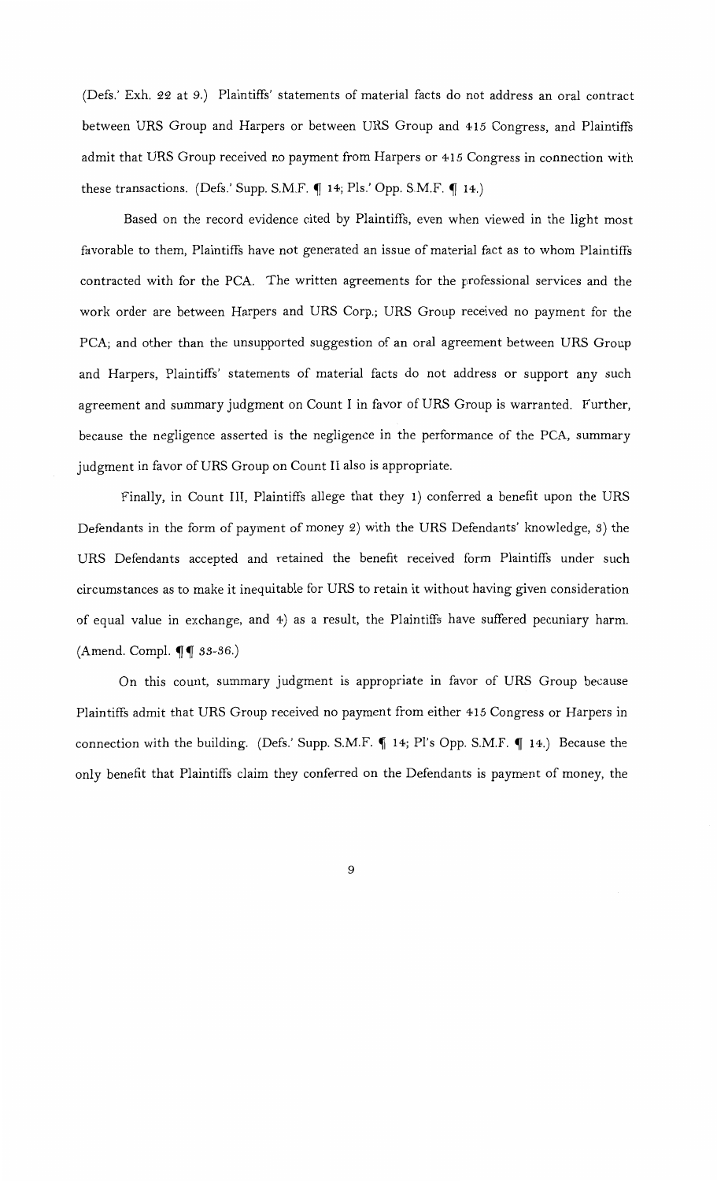(Defs.' Exh. 22 at 9.) Plaintiffs' statements of material facts do not address an oral contract between URS Group and Harpers or between URS Group and 415 Congress, and Plaintiffs admit that URS Group received no payment from Harpers or 415 Congress in connection with these transactions. (Defs.' Supp. S.M.F. ¶ 14; Pls.' Opp. S.M.F. ¶ 14.)

Based on the record evidence cited by Plaintiffs, even when viewed in the light most favorable to them, Plaintiffs have not generated an issue of material fact as to whom Plaintiffs contracted with for the PCA. The written agreements for the professional services and the work order are between Harpers and URS Corp.; URS Group received no payment for the PCA; and other than the unsupported suggestion of an oral agreement between URS Group and Harpers, Plaintiffs' statements of material facts do not address or support any such agreement and summary judgment on Count I in favor of URS Group is warranted. Further, because the negligence asserted is the negligence in the performance of the PCA, summary judgment in favor of URS Group on Count II also is appropriate.

Finally, in Count III, Plaintiffs allege that they 1) conferred a benefit upon the URS Defendants in the form of payment of money 2) with the URS Defendants' knowledge, 3) the URS Defendants accepted and retained the benefit received form Plaintiffs under such circumstances as to make it inequitable for URS to retain it without having given consideration of equal value in exchange, and 4) as a result, the Plaintiffs have suffered pecuniary harm. (Amend. Compl. ¶¶ 33-36.)

On this count, summary judgment is appropriate in favor of URS Group because Plaintiffs admit that URS Group received no payment from either 415 Congress or Harpers in connection with the building. (Defs.' Supp. S.M.F. ¶ 14; Pl's Opp. S.M.F. ¶ 14.) Because the only benefit that Plaintiffs claim they conferred on the Defendants is payment of money, the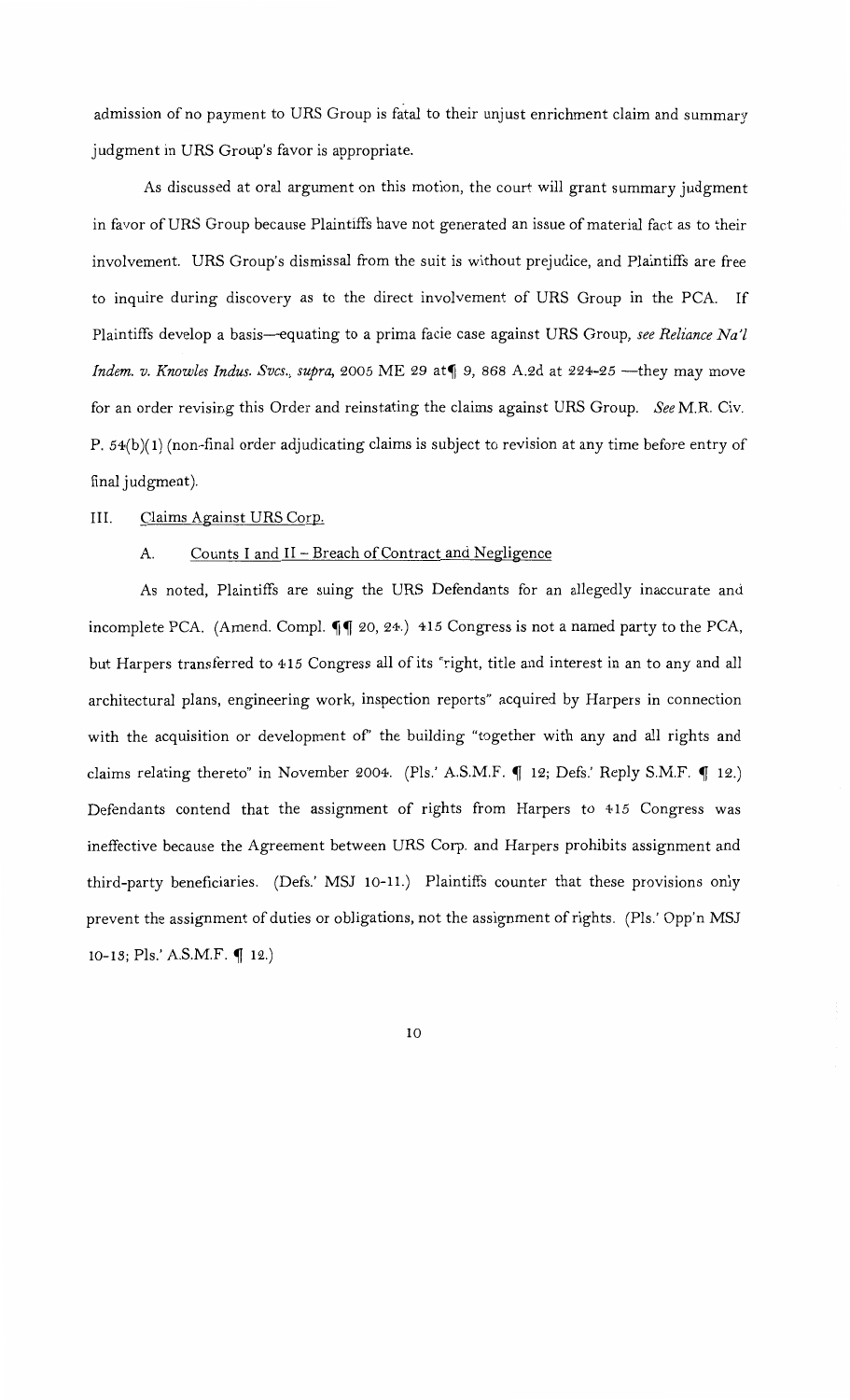admission of no payment to URS Group is fatal to their unjust enrichment claim and summary judgment in URS Group's favor is appropriate.

As discussed at oral argument on this motion, the court will grant summary judgment in favor of URS Group because Plaintiffs have not generated an issue of material fact as to their involvement. URS Group's dismissal from the suit is without prejudice, and Plaintiffs are free to inquire during discovery as to the direct involvement of URS Group in the PCA. If Plaintiffs develop a basis—equating to a prima facie case against URS Group, *see Reliance Na'l Indem. v. Knowles Indus. Svcs., supra*, 2005 ME 29 at¶ 9, 868 A.2d at 224-25 —they may move for an order revising this Order and reinstating the claims against URS Group. *See* M.R. Civ. P. 54(b)(1) (non-final order adjudicating claims is subject to revision at any time before entry of final judgment).

## III. Claims Against URS Corp.

### A. Counts I and II – Breach of Contract and Negligence

As noted, Plaintiffs are suing the URS Defendants for an allegedly inaccurate and incomplete PCA. (Amend. Compl. ¶¶ 20, 24.) 415 Congress is not a named party to the PCA, but Harpers transferred to 415 Congress all of its "right, title and interest in an to any and all architectural plans, engineering work, inspection reports" acquired by Harpers in connection with the acquisition or development of" the building "together with any and all rights and claims relating thereto" in November 2004. (Pls.' A.S.M.F. ¶ 12; Defs.' Reply S.M.F. ¶ 12.) Defendants contend that the assignment of rights from Harpers to 415 Congress was ineffective because the Agreement between URS Corp. and Harpers prohibits assignment and third-party beneficiaries. (Defs.' MSJ 10-11.) Plaintiffs counter that these provisions only prevent the assignment of duties or obligations, not the assignment of rights. (Pls.' Opp'n MSJ 10-13; Pls.' A.S.M.F. ¶ 12.)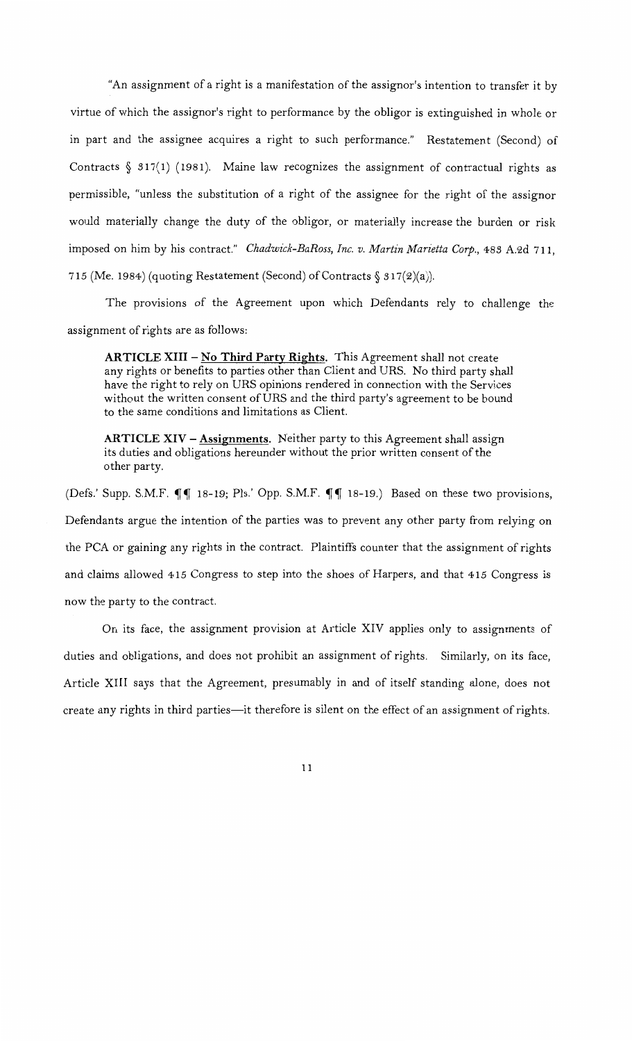"An assignment of a right is a manifestation of the assignor's intention to transfer it by virtue of which the assignor's right to performance by the obligor is extinguished in whole or in part and the assignee acquires a right to such performance." Restatement (Second) of Contracts § 317(1) (1981). Maine law recognizes the assignment of contractual rights as permissible, "unless the substitution of a right of the assignee for the right of the assignor would materially change the duty of the obligor, or materially increase the burden or risk imposed on him by his contract." *Chadwick-BaRoss, Inc. v. Martin Marietta Corp.*, 483 A.2d 711, 715 (Me. 1984) (quoting Restatement (Second) of Contracts § 317(2)(a)).

The provisions of the Agreement upon which Defendants rely to challenge the assignment of rights are as follows:

> **ARTICLE XIII – No Third Party Rights.** This Agreement shall not create any rights or benefits to parties other than Client and URS. No third party shall have the right to rely on URS opinions rendered in connection with the Services without the written consent of URS and the third party's agreement to be bound to the same conditions and limitations as Client.
>
> **ARTICLE XIV – Assignments.** Neither party to this Agreement shall assign its duties and obligations hereunder without the prior written consent of the other party.

(Defs.' Supp. S.M.F. ¶¶ 18-19; Pls.' Opp. S.M.F. ¶¶ 18-19.) Based on these two provisions, Defendants argue the intention of the parties was to prevent any other party from relying on the PCA or gaining any rights in the contract. Plaintiffs counter that the assignment of rights and claims allowed 415 Congress to step into the shoes of Harpers, and that 415 Congress is now the party to the contract.

On its face, the assignment provision at Article XIV applies only to assignments of duties and obligations, and does not prohibit an assignment of rights. Similarly, on its face, Article XIII says that the Agreement, presumably in and of itself standing alone, does not create any rights in third parties—it therefore is silent on the effect of an assignment of rights.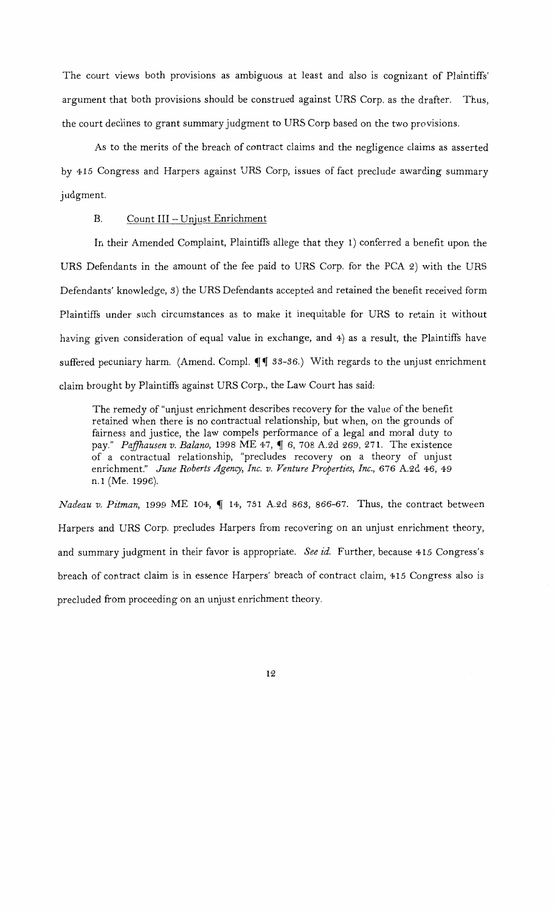The court views both provisions as ambiguous at least and also is cognizant of Plaintiffs' argument that both provisions should be construed against URS Corp. as the drafter. Thus, the court declines to grant summary judgment to URS Corp based on the two provisions.

As to the merits of the breach of contract claims and the negligence claims as asserted by 415 Congress and Harpers against URS Corp, issues of fact preclude awarding summary judgment.

B. <u>Count III – Unjust Enrichment</u>

In their Amended Complaint, Plaintiffs allege that they 1) conferred a benefit upon the URS Defendants in the amount of the fee paid to URS Corp. for the PCA 2) with the URS Defendants' knowledge, 3) the URS Defendants accepted and retained the benefit received form Plaintiffs under such circumstances as to make it inequitable for URS to retain it without having given consideration of equal value in exchange, and 4) as a result, the Plaintiffs have suffered pecuniary harm. (Amend. Compl. ¶¶ 33-36.) With regards to the unjust enrichment claim brought by Plaintiffs against URS Corp., the Law Court has said:

> The remedy of "unjust enrichment describes recovery for the value of the benefit retained when there is no contractual relationship, but when, on the grounds of fairness and justice, the law compels performance of a legal and moral duty to pay." *Paffhausen v. Balano*, 1998 ME 47, ¶ 6, 708 A.2d 269, 271. The existence of a contractual relationship, "precludes recovery on a theory of unjust enrichment." *June Roberts Agency, Inc. v. Venture Properties, Inc.*, 676 A.2d 46, 49 n.1 (Me. 1996).

*Nadeau v. Pitman*, 1999 ME 104, ¶ 14, 731 A.2d 863, 866-67. Thus, the contract between Harpers and URS Corp. precludes Harpers from recovering on an unjust enrichment theory, and summary judgment in their favor is appropriate. *See id.* Further, because 415 Congress's breach of contract claim is in essence Harpers' breach of contract claim, 415 Congress also is precluded from proceeding on an unjust enrichment theory.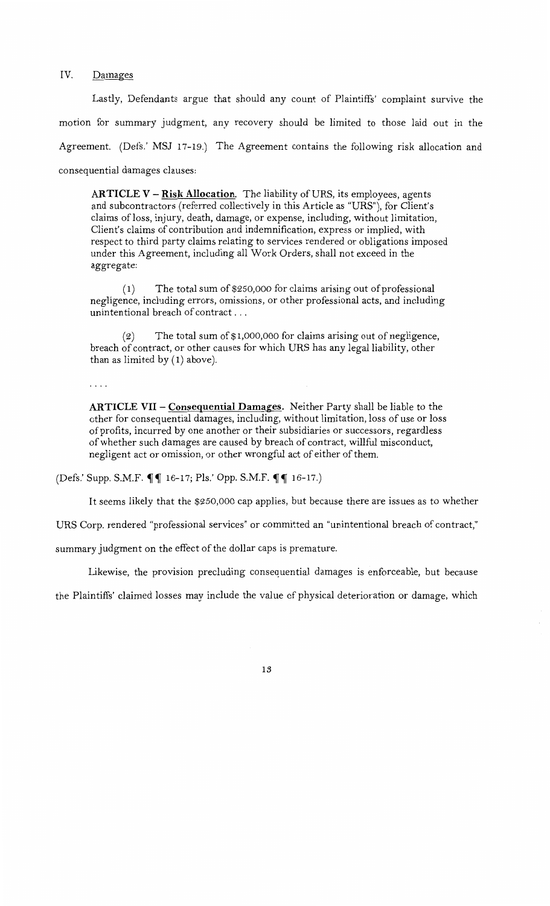## IV. Damages

Lastly, Defendants argue that should any count of Plaintiffs' complaint survive the motion for summary judgment, any recovery should be limited to those laid out in the Agreement. (Defs.' MSJ 17-19.) The Agreement contains the following risk allocation and consequential damages clauses:

> **ARTICLE V – Risk Allocation.** The liability of URS, its employees, agents and subcontractors (referred collectively in this Article as "URS"), for Client's claims of loss, injury, death, damage, or expense, including, without limitation, Client's claims of contribution and indemnification, express or implied, with respect to third party claims relating to services rendered or obligations imposed under this Agreement, including all Work Orders, shall not exceed in the aggregate:
>
> (1) The total sum of $250,000 for claims arising out of professional negligence, including errors, omissions, or other professional acts, and including unintentional breach of contract . . .
>
> (2) The total sum of $1,000,000 for claims arising out of negligence, breach of contract, or other causes for which URS has any legal liability, other than as limited by (1) above.
>
> . . . .
>
> **ARTICLE VII – Consequential Damages.** Neither Party shall be liable to the other for consequential damages, including, without limitation, loss of use or loss of profits, incurred by one another or their subsidiaries or successors, regardless of whether such damages are caused by breach of contract, willful misconduct, negligent act or omission, or other wrongful act of either of them.

(Defs.' Supp. S.M.F. ¶¶ 16-17; Pls.' Opp. S.M.F. ¶¶ 16-17.)

It seems likely that the $250,000 cap applies, but because there are issues as to whether URS Corp. rendered "professional services" or committed an "unintentional breach of contract," summary judgment on the effect of the dollar caps is premature.

Likewise, the provision precluding consequential damages is enforceable, but because the Plaintiffs' claimed losses may include the value of physical deterioration or damage, which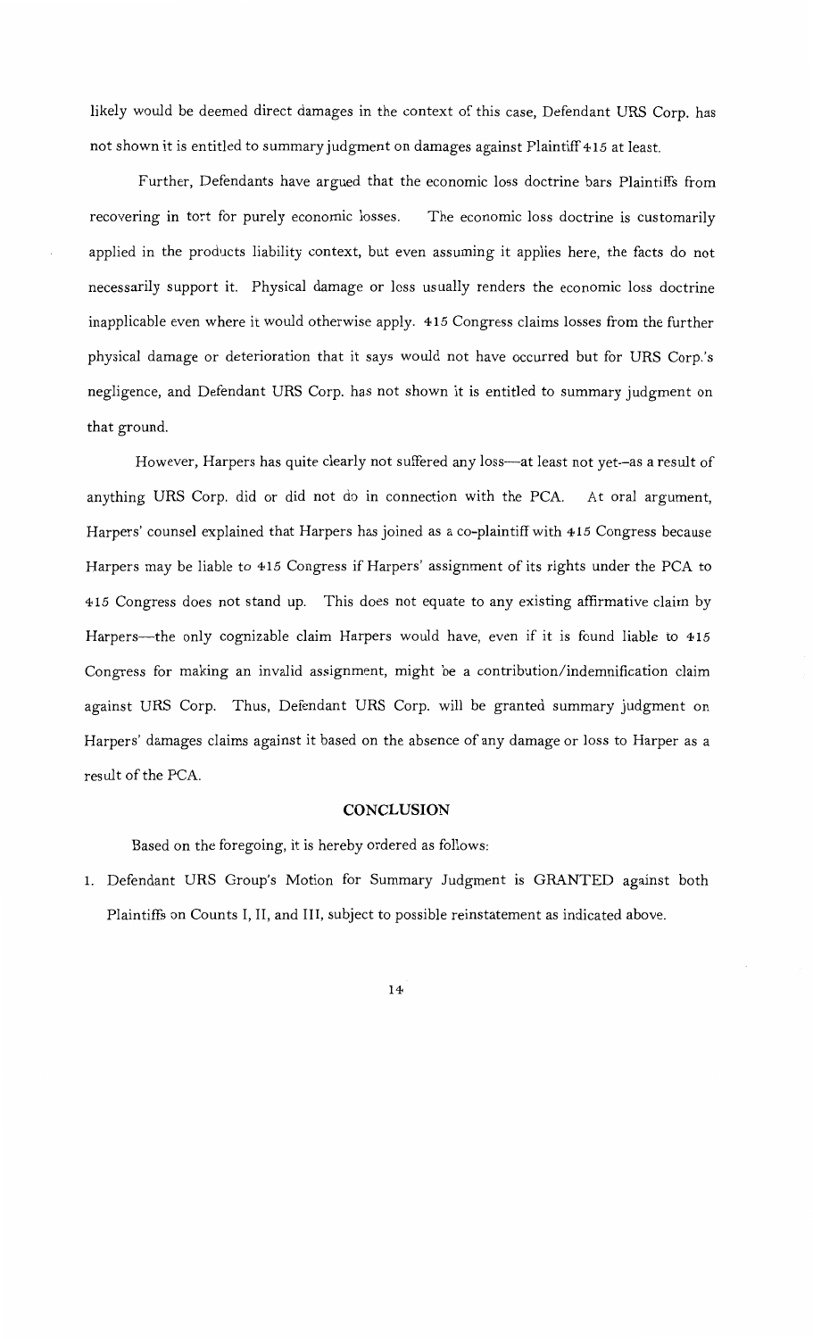likely would be deemed direct damages in the context of this case, Defendant URS Corp. has not shown it is entitled to summary judgment on damages against Plaintiff 415 at least.

Further, Defendants have argued that the economic loss doctrine bars Plaintiffs from recovering in tort for purely economic losses. The economic loss doctrine is customarily applied in the products liability context, but even assuming it applies here, the facts do not necessarily support it. Physical damage or loss usually renders the economic loss doctrine inapplicable even where it would otherwise apply. 415 Congress claims losses from the further physical damage or deterioration that it says would not have occurred but for URS Corp.'s negligence, and Defendant URS Corp. has not shown it is entitled to summary judgment on that ground.

However, Harpers has quite clearly not suffered any loss—at least not yet—as a result of anything URS Corp. did or did not do in connection with the PCA. At oral argument, Harpers' counsel explained that Harpers has joined as a co-plaintiff with 415 Congress because Harpers may be liable to 415 Congress if Harpers' assignment of its rights under the PCA to 415 Congress does not stand up. This does not equate to any existing affirmative claim by Harpers—the only cognizable claim Harpers would have, even if it is found liable to 415 Congress for making an invalid assignment, might be a contribution/indemnification claim against URS Corp. Thus, Defendant URS Corp. will be granted summary judgment on Harpers' damages claims against it based on the absence of any damage or loss to Harper as a result of the PCA.

## CONCLUSION

Based on the foregoing, it is hereby ordered as follows:

1. Defendant URS Group's Motion for Summary Judgment is GRANTED against both Plaintiffs on Counts I, II, and III, subject to possible reinstatement as indicated above.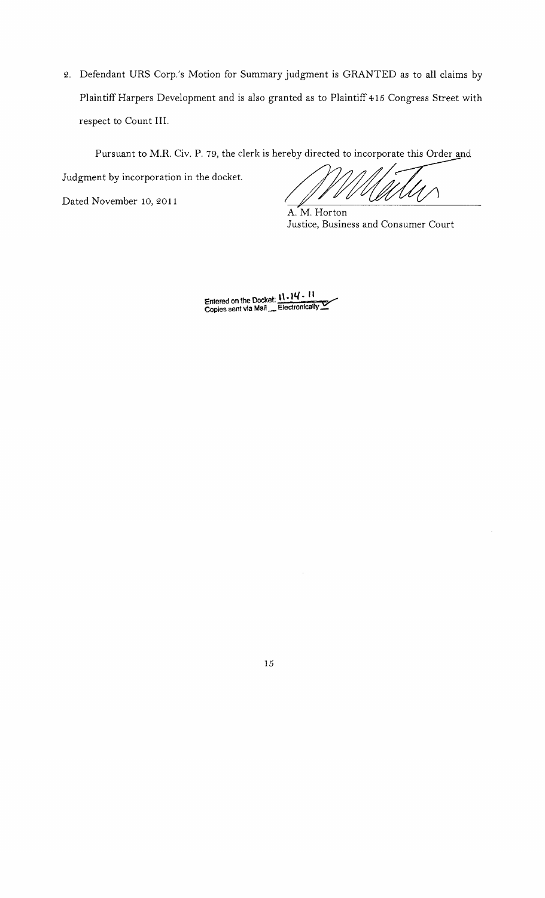2. Defendant URS Corp.'s Motion for Summary judgment is GRANTED as to all claims by Plaintiff Harpers Development and is also granted as to Plaintiff 415 Congress Street with respect to Count III.

Pursuant to M.R. Civ. P. 79, the clerk is hereby directed to incorporate this Order and Judgment by incorporation in the docket.

Dated November 10, 2011

A. M. Horton
Justice, Business and Consumer Court

Entered on the Docket: 11-14-11
Copies sent via Mail ___ Electronically ✓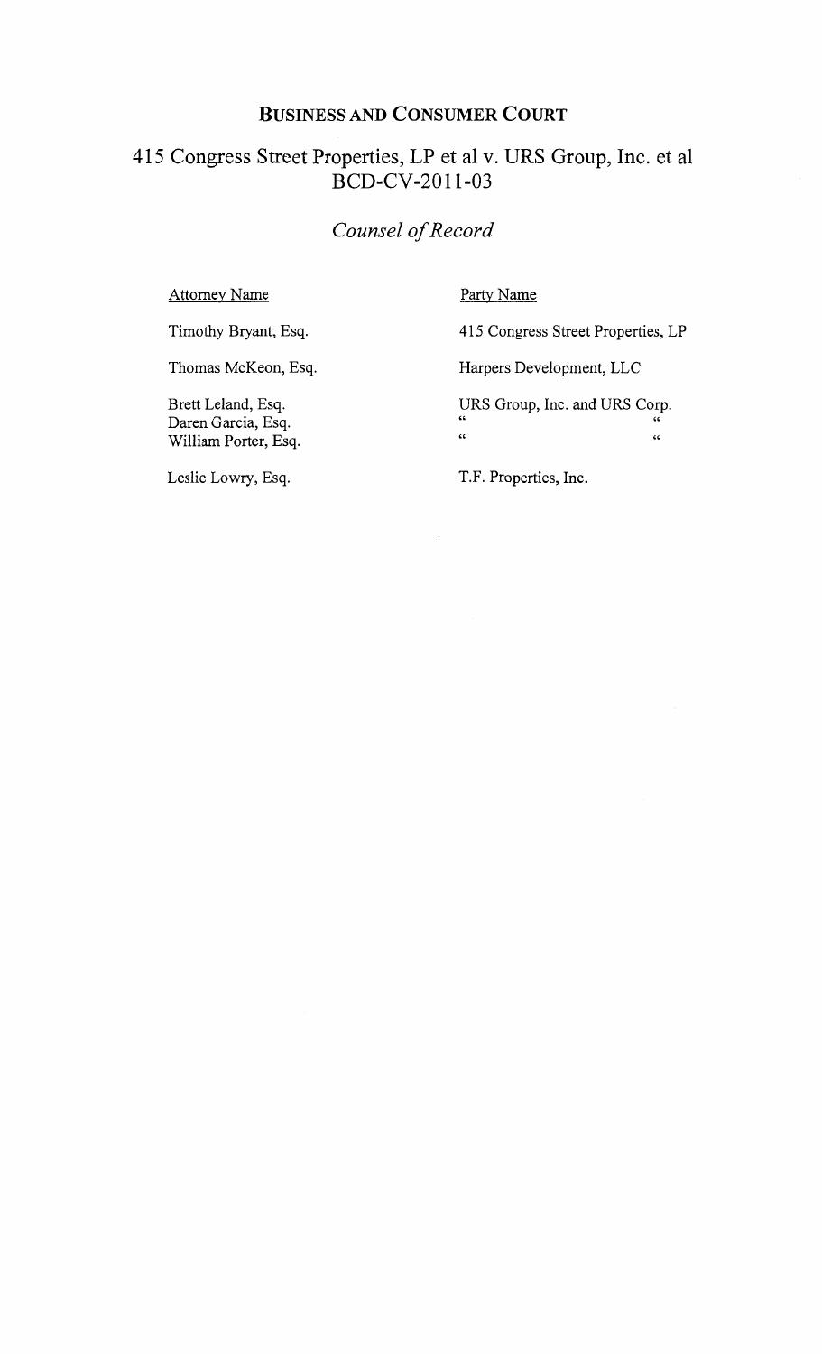## Business and Consumer Court

## 415 Congress Street Properties, LP et al v. URS Group, Inc. et al
## BCD-CV-2011-03

### *Counsel of Record*

| Attorney Name | Party Name |
|---|---|
| Timothy Bryant, Esq. | 415 Congress Street Properties, LP |
| Thomas McKeon, Esq. | Harpers Development, LLC |
| Brett Leland, Esq. | URS Group, Inc. and URS Corp. |
| Daren Garcia, Esq. | " " |
| William Porter, Esq. | " " |
| Leslie Lowry, Esq. | T.F. Properties, Inc. |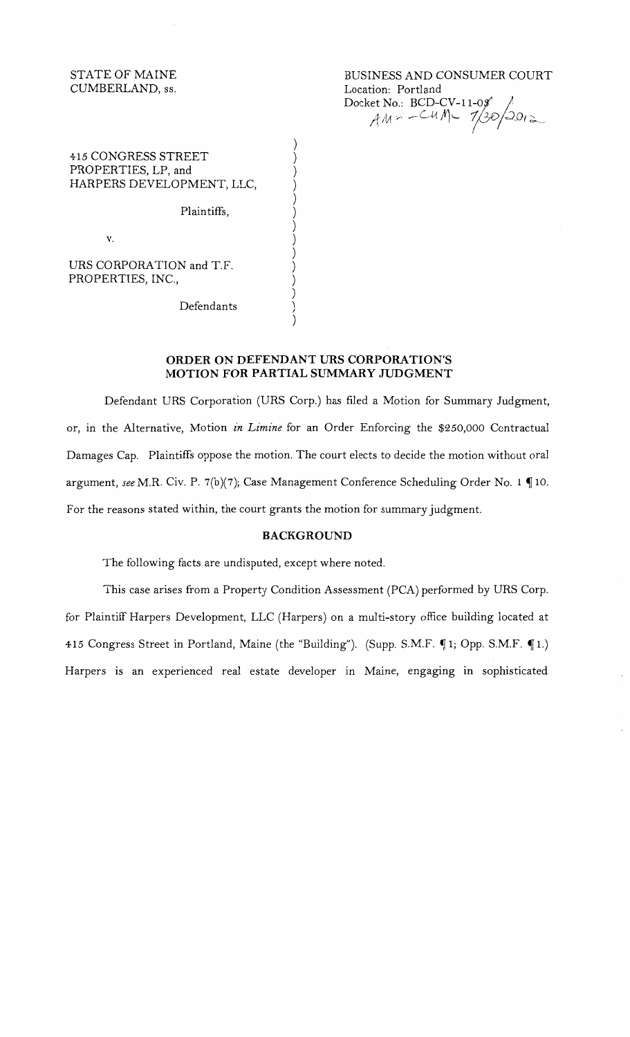STATE OF MAINE
CUMBERLAND, ss.

BUSINESS AND CONSUMER COURT
Location: Portland
Docket No.: BCD-CV-11-08
AM - CUM - 7/30/2012

415 CONGRESS STREET PROPERTIES, LP, and HARPERS DEVELOPMENT, LLC,

Plaintiffs,

v.

URS CORPORATION and T.F. PROPERTIES, INC.,

Defendants

## ORDER ON DEFENDANT URS CORPORATION'S MOTION FOR PARTIAL SUMMARY JUDGMENT

Defendant URS Corporation (URS Corp.) has filed a Motion for Summary Judgment, or, in the Alternative, Motion *in Limine* for an Order Enforcing the $250,000 Contractual Damages Cap. Plaintiffs oppose the motion. The court elects to decide the motion without oral argument, *see* M.R. Civ. P. 7(b)(7); Case Management Conference Scheduling Order No. 1 ¶ 10. For the reasons stated within, the court grants the motion for summary judgment.

### BACKGROUND

The following facts are undisputed, except where noted.

This case arises from a Property Condition Assessment (PCA) performed by URS Corp. for Plaintiff Harpers Development, LLC (Harpers) on a multi-story office building located at 415 Congress Street in Portland, Maine (the "Building"). (Supp. S.M.F. ¶ 1; Opp. S.M.F. ¶ 1.) Harpers is an experienced real estate developer in Maine, engaging in sophisticated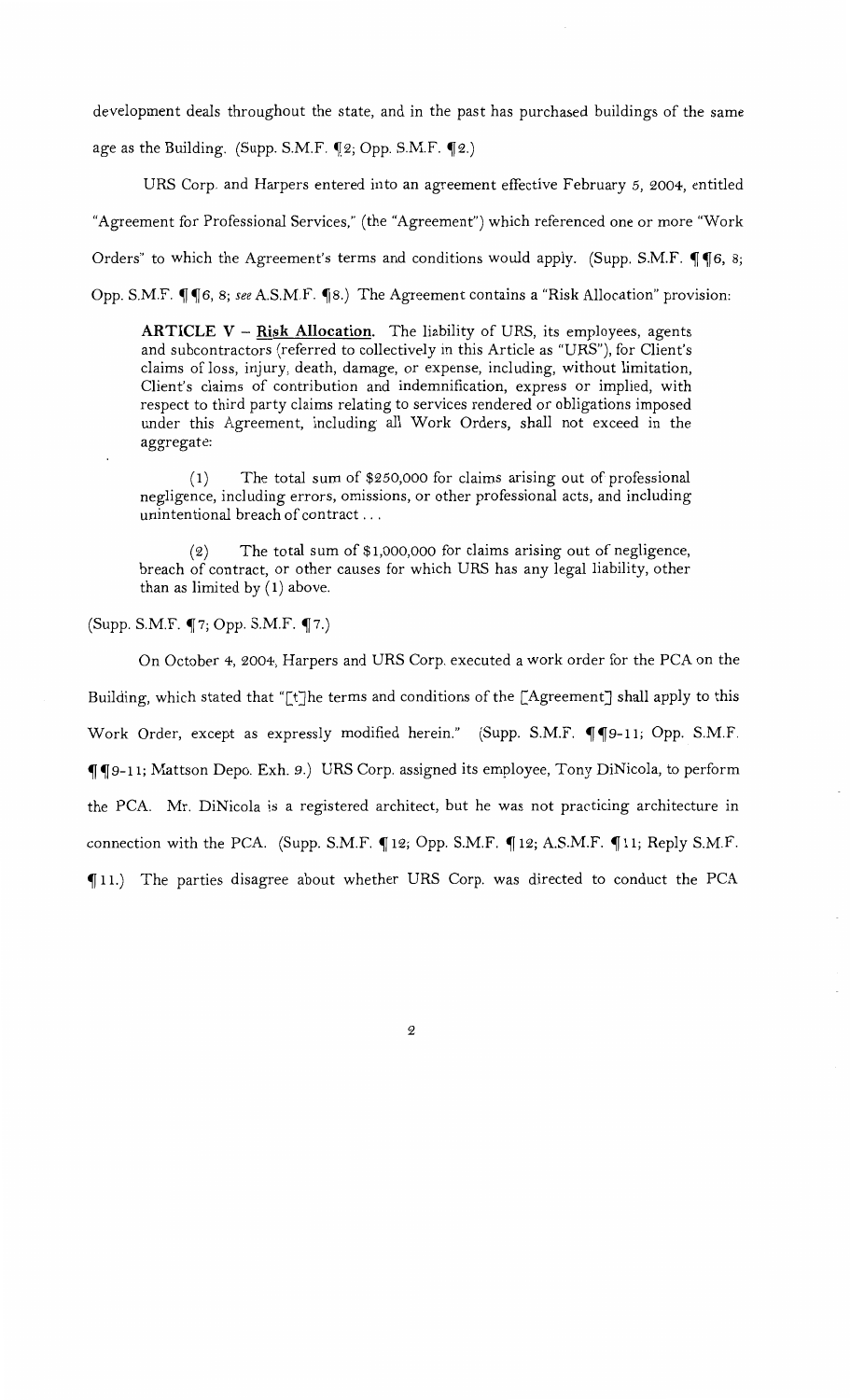development deals throughout the state, and in the past has purchased buildings of the same age as the Building. (Supp. S.M.F. ¶2; Opp. S.M.F. ¶2.)

URS Corp. and Harpers entered into an agreement effective February 5, 2004, entitled "Agreement for Professional Services," (the "Agreement") which referenced one or more "Work Orders" to which the Agreement's terms and conditions would apply. (Supp. S.M.F. ¶¶6, 8; Opp. S.M.F. ¶¶6, 8; *see* A.S.M.F. ¶8.) The Agreement contains a "Risk Allocation" provision:

> **ARTICLE V – Risk Allocation.** The liability of URS, its employees, agents and subcontractors (referred to collectively in this Article as "URS"), for Client's claims of loss, injury, death, damage, or expense, including, without limitation, Client's claims of contribution and indemnification, express or implied, with respect to third party claims relating to services rendered or obligations imposed under this Agreement, including all Work Orders, shall not exceed in the aggregate:
>
> (1) The total sum of $250,000 for claims arising out of professional negligence, including errors, omissions, or other professional acts, and including unintentional breach of contract . . .
>
> (2) The total sum of $1,000,000 for claims arising out of negligence, breach of contract, or other causes for which URS has any legal liability, other than as limited by (1) above.

(Supp. S.M.F. ¶7; Opp. S.M.F. ¶7.)

On October 4, 2004, Harpers and URS Corp. executed a work order for the PCA on the Building, which stated that "[t]he terms and conditions of the [Agreement] shall apply to this Work Order, except as expressly modified herein." (Supp. S.M.F. ¶¶9-11; Opp. S.M.F. ¶¶9-11; Mattson Depo. Exh. 9.) URS Corp. assigned its employee, Tony DiNicola, to perform the PCA. Mr. DiNicola is a registered architect, but he was not practicing architecture in connection with the PCA. (Supp. S.M.F. ¶12; Opp. S.M.F. ¶12; A.S.M.F. ¶11; Reply S.M.F. ¶11.) The parties disagree about whether URS Corp. was directed to conduct the PCA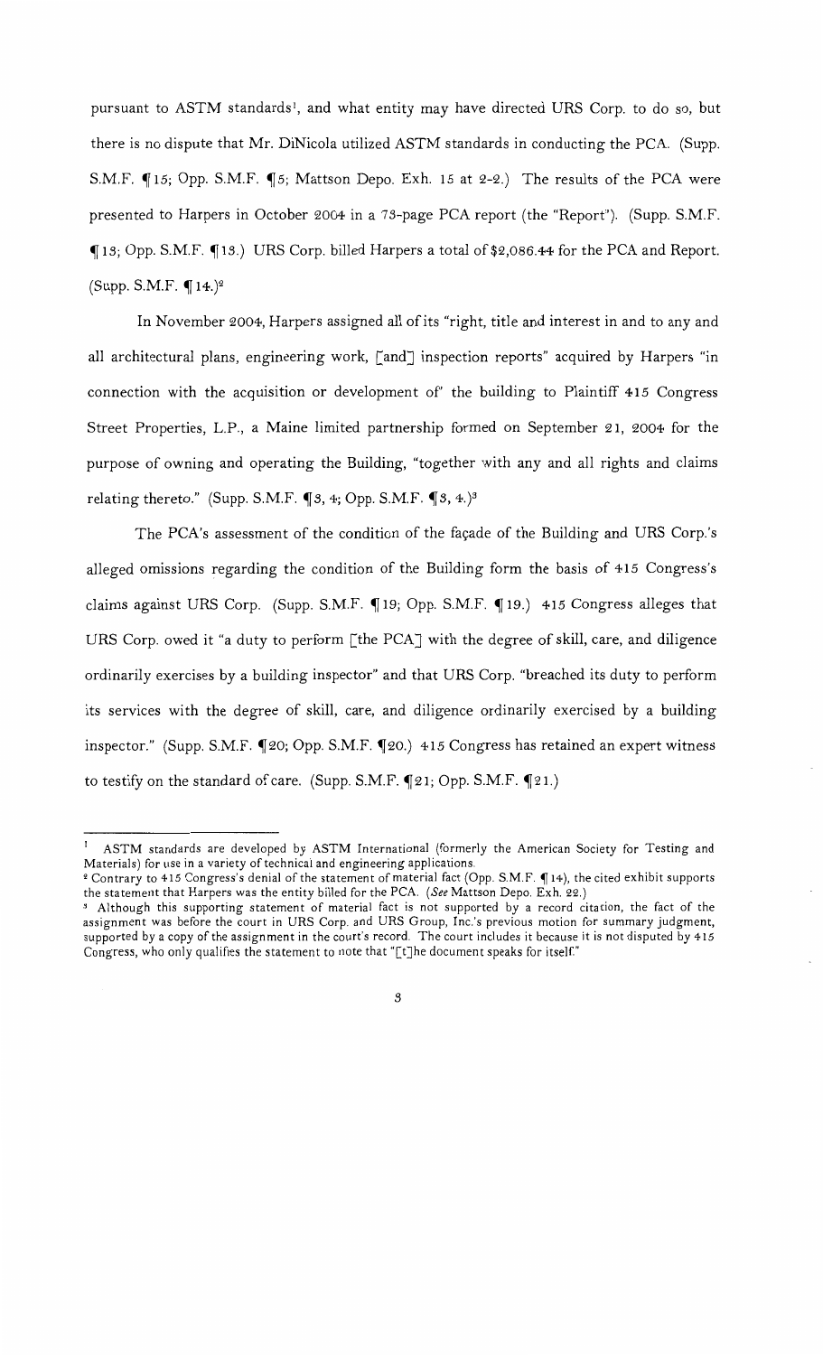pursuant to ASTM standards[1], and what entity may have directed URS Corp. to do so, but there is no dispute that Mr. DiNicola utilized ASTM standards in conducting the PCA. (Supp. S.M.F. ¶15; Opp. S.M.F. ¶5; Mattson Depo. Exh. 15 at 2-2.) The results of the PCA were presented to Harpers in October 2004 in a 73-page PCA report (the "Report"). (Supp. S.M.F. ¶13; Opp. S.M.F. ¶13.) URS Corp. billed Harpers a total of $2,086.44 for the PCA and Report. (Supp. S.M.F. ¶14.)[2]

In November 2004, Harpers assigned all of its "right, title and interest in and to any and all architectural plans, engineering work, [and] inspection reports" acquired by Harpers "in connection with the acquisition or development of" the building to Plaintiff 415 Congress Street Properties, L.P., a Maine limited partnership formed on September 21, 2004 for the purpose of owning and operating the Building, "together with any and all rights and claims relating thereto." (Supp. S.M.F. ¶3, 4; Opp. S.M.F. ¶3, 4.)[3]

The PCA's assessment of the condition of the façade of the Building and URS Corp.'s alleged omissions regarding the condition of the Building form the basis of 415 Congress's claims against URS Corp. (Supp. S.M.F. ¶19; Opp. S.M.F. ¶19.) 415 Congress alleges that URS Corp. owed it "a duty to perform [the PCA] with the degree of skill, care, and diligence ordinarily exercises by a building inspector" and that URS Corp. "breached its duty to perform its services with the degree of skill, care, and diligence ordinarily exercised by a building inspector." (Supp. S.M.F. ¶20; Opp. S.M.F. ¶20.) 415 Congress has retained an expert witness to testify on the standard of care. (Supp. S.M.F. ¶21; Opp. S.M.F. ¶21.)

---

[1] ASTM standards are developed by ASTM International (formerly the American Society for Testing and Materials) for use in a variety of technical and engineering applications.

[2] Contrary to 415 Congress's denial of the statement of material fact (Opp. S.M.F. ¶14), the cited exhibit supports the statement that Harpers was the entity billed for the PCA. (*See* Mattson Depo. Exh. 22.)

[3] Although this supporting statement of material fact is not supported by a record citation, the fact of the assignment was before the court in URS Corp. and URS Group, Inc.'s previous motion for summary judgment, supported by a copy of the assignment in the court's record. The court includes it because it is not disputed by 415 Congress, who only qualifies the statement to note that "[t]he document speaks for itself."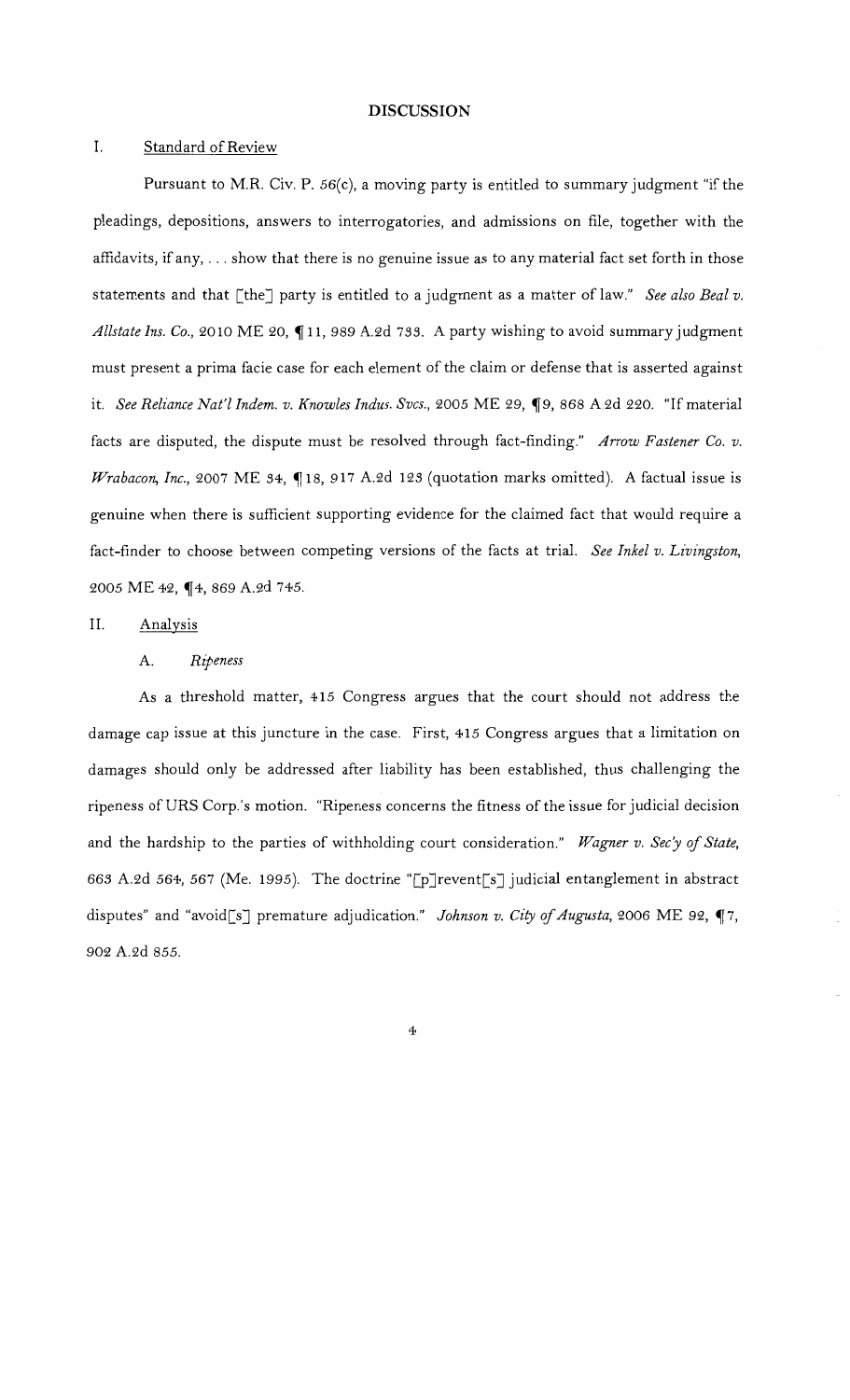## DISCUSSION

I. Standard of Review

Pursuant to M.R. Civ. P. 56(c), a moving party is entitled to summary judgment "if the pleadings, depositions, answers to interrogatories, and admissions on file, together with the affidavits, if any, . . . show that there is no genuine issue as to any material fact set forth in those statements and that [the] party is entitled to a judgment as a matter of law." *See also Beal v. Allstate Ins. Co.*, 2010 ME 20, ¶11, 989 A.2d 733. A party wishing to avoid summary judgment must present a prima facie case for each element of the claim or defense that is asserted against it. *See Reliance Nat'l Indem. v. Knowles Indus. Svcs.*, 2005 ME 29, ¶9, 868 A.2d 220. "If material facts are disputed, the dispute must be resolved through fact-finding." *Arrow Fastener Co. v. Wrabacon, Inc.*, 2007 ME 34, ¶18, 917 A.2d 123 (quotation marks omitted). A factual issue is genuine when there is sufficient supporting evidence for the claimed fact that would require a fact-finder to choose between competing versions of the facts at trial. *See Inkel v. Livingston*, 2005 ME 42, ¶4, 869 A.2d 745.

II. Analysis

A. *Ripeness*

As a threshold matter, 415 Congress argues that the court should not address the damage cap issue at this juncture in the case. First, 415 Congress argues that a limitation on damages should only be addressed after liability has been established, thus challenging the ripeness of URS Corp.'s motion. "Ripeness concerns the fitness of the issue for judicial decision and the hardship to the parties of withholding court consideration." *Wagner v. Sec'y of State*, 663 A.2d 564, 567 (Me. 1995). The doctrine "[p]revent[s] judicial entanglement in abstract disputes" and "avoid[s] premature adjudication." *Johnson v. City of Augusta*, 2006 ME 92, ¶7, 902 A.2d 855.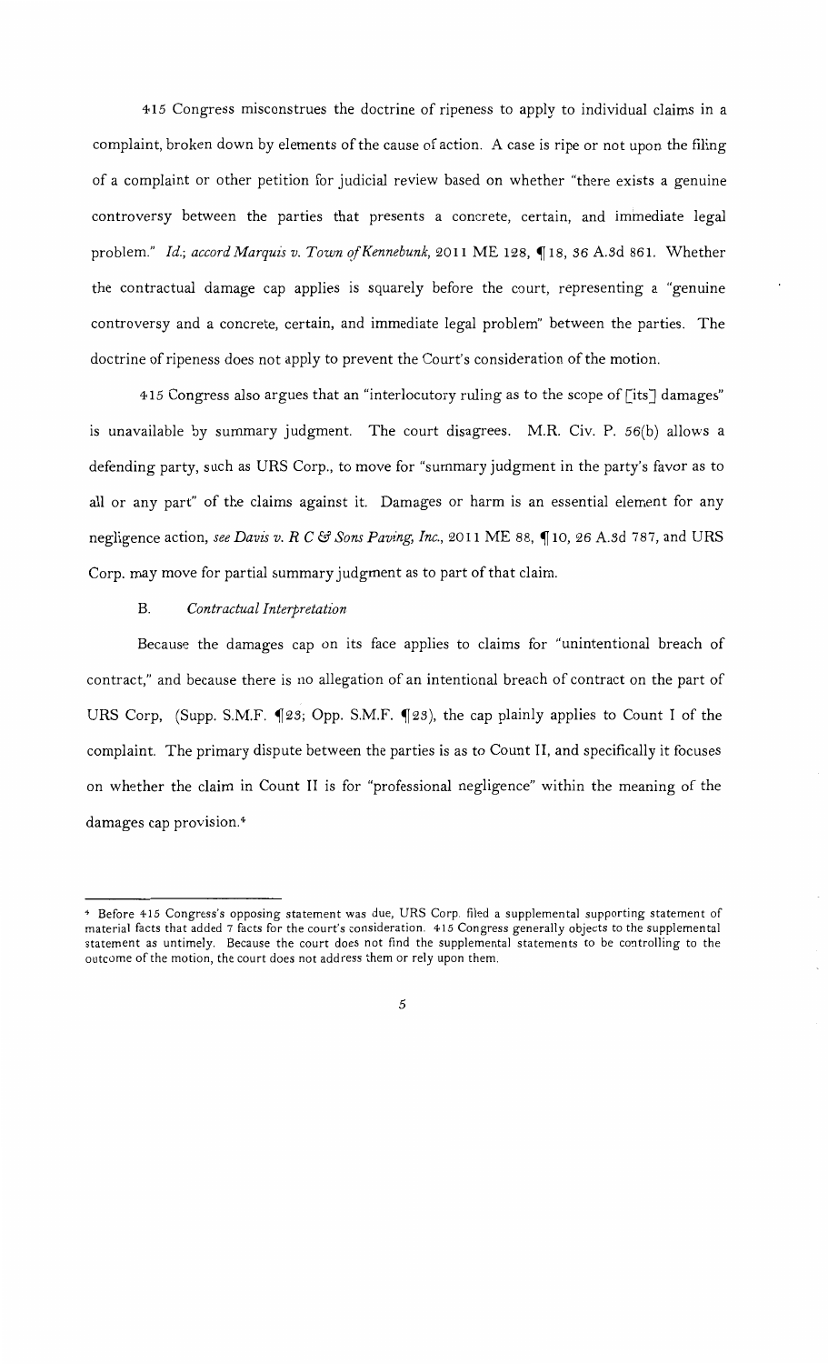415 Congress misconstrues the doctrine of ripeness to apply to individual claims in a complaint, broken down by elements of the cause of action. A case is ripe or not upon the filing of a complaint or other petition for judicial review based on whether "there exists a genuine controversy between the parties that presents a concrete, certain, and immediate legal problem." *Id.*; *accord Marquis v. Town of Kennebunk*, 2011 ME 128, ¶18, 36 A.3d 861. Whether the contractual damage cap applies is squarely before the court, representing a "genuine controversy and a concrete, certain, and immediate legal problem" between the parties. The doctrine of ripeness does not apply to prevent the Court's consideration of the motion.

415 Congress also argues that an "interlocutory ruling as to the scope of [its] damages" is unavailable by summary judgment. The court disagrees. M.R. Civ. P. 56(b) allows a defending party, such as URS Corp., to move for "summary judgment in the party's favor as to all or any part" of the claims against it. Damages or harm is an essential element for any negligence action, *see Davis v. R C & Sons Paving, Inc.*, 2011 ME 88, ¶10, 26 A.3d 787, and URS Corp. may move for partial summary judgment as to part of that claim.

### B. *Contractual Interpretation*

Because the damages cap on its face applies to claims for "unintentional breach of contract," and because there is no allegation of an intentional breach of contract on the part of URS Corp, (Supp. S.M.F. ¶23; Opp. S.M.F. ¶23), the cap plainly applies to Count I of the complaint. The primary dispute between the parties is as to Count II, and specifically it focuses on whether the claim in Count II is for "professional negligence" within the meaning of the damages cap provision.[4]

---

[4] Before 415 Congress's opposing statement was due, URS Corp. filed a supplemental supporting statement of material facts that added 7 facts for the court's consideration. 415 Congress generally objects to the supplemental statement as untimely. Because the court does not find the supplemental statements to be controlling to the outcome of the motion, the court does not address them or rely upon them.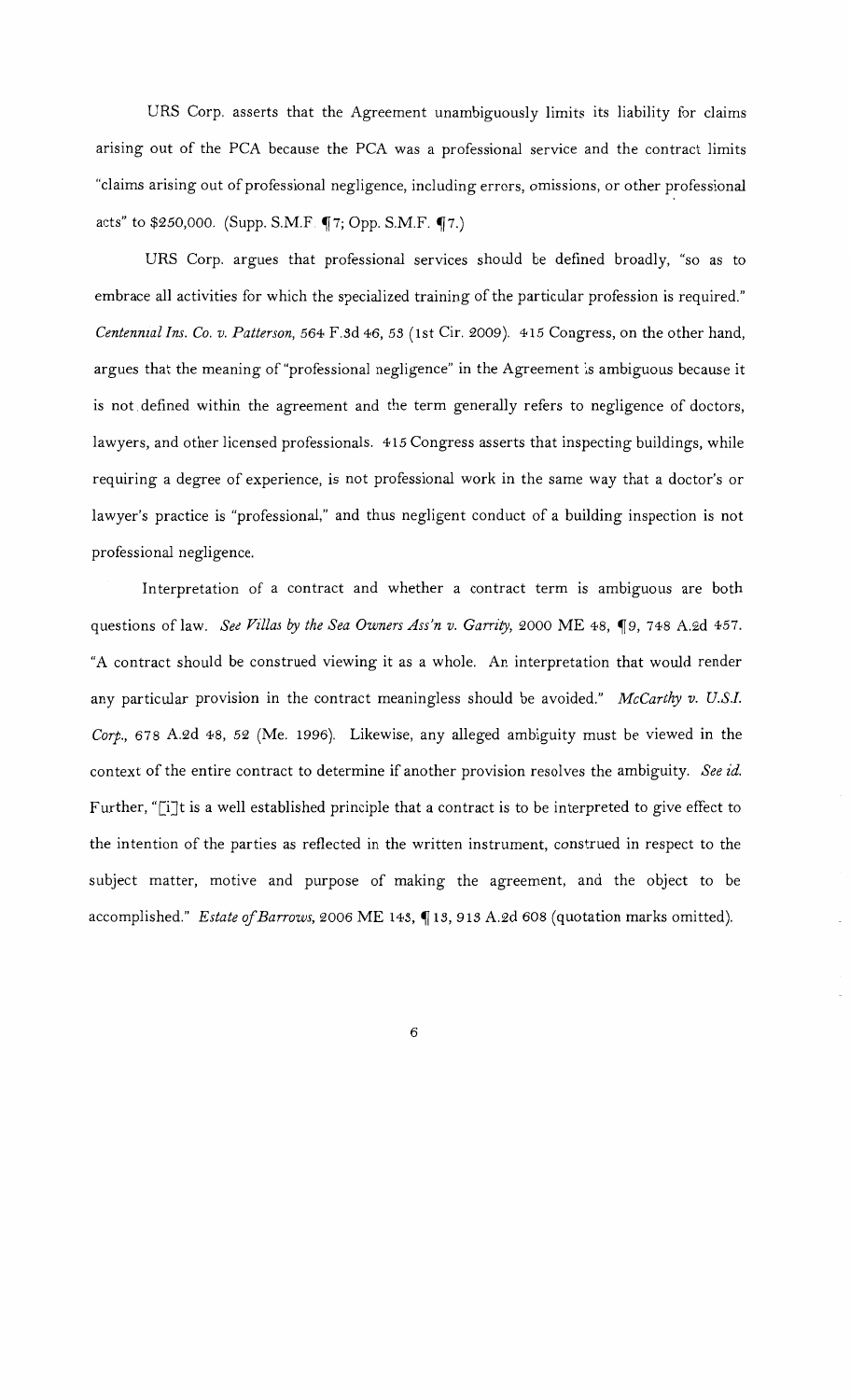URS Corp. asserts that the Agreement unambiguously limits its liability for claims arising out of the PCA because the PCA was a professional service and the contract limits "claims arising out of professional negligence, including errors, omissions, or other professional acts" to $250,000. (Supp. S.M.F. ¶7; Opp. S.M.F. ¶7.)

URS Corp. argues that professional services should be defined broadly, "so as to embrace all activities for which the specialized training of the particular profession is required." *Centennial Ins. Co. v. Patterson*, 564 F.3d 46, 53 (1st Cir. 2009). 415 Congress, on the other hand, argues that the meaning of "professional negligence" in the Agreement is ambiguous because it is not defined within the agreement and the term generally refers to negligence of doctors, lawyers, and other licensed professionals. 415 Congress asserts that inspecting buildings, while requiring a degree of experience, is not professional work in the same way that a doctor's or lawyer's practice is "professional," and thus negligent conduct of a building inspection is not professional negligence.

Interpretation of a contract and whether a contract term is ambiguous are both questions of law. *See Villas by the Sea Owners Ass'n v. Garrity*, 2000 ME 48, ¶9, 748 A.2d 457. "A contract should be construed viewing it as a whole. An interpretation that would render any particular provision in the contract meaningless should be avoided." *McCarthy v. U.S.I. Corp.*, 678 A.2d 48, 52 (Me. 1996). Likewise, any alleged ambiguity must be viewed in the context of the entire contract to determine if another provision resolves the ambiguity. *See id.* Further, "[i]t is a well established principle that a contract is to be interpreted to give effect to the intention of the parties as reflected in the written instrument, construed in respect to the subject matter, motive and purpose of making the agreement, and the object to be accomplished." *Estate of Barrows*, 2006 ME 143, ¶13, 913 A.2d 608 (quotation marks omitted).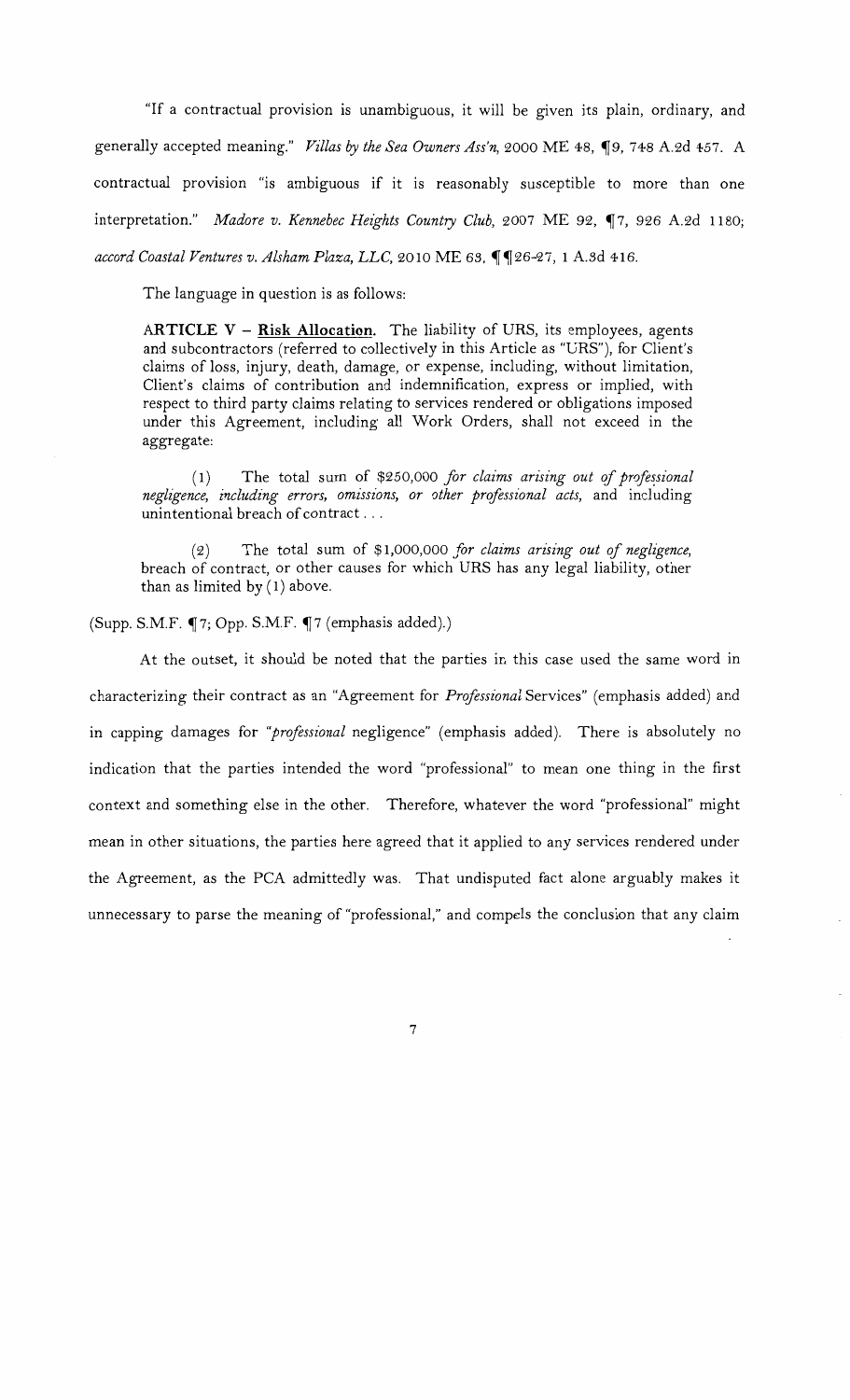"If a contractual provision is unambiguous, it will be given its plain, ordinary, and generally accepted meaning." *Villas by the Sea Owners Ass'n*, 2000 ME 48, ¶9, 748 A.2d 457. A contractual provision "is ambiguous if it is reasonably susceptible to more than one interpretation." *Madore v. Kennebec Heights Country Club*, 2007 ME 92, ¶7, 926 A.2d 1180; *accord Coastal Ventures v. Alsham Plaza, LLC*, 2010 ME 63, ¶¶26-27, 1 A.3d 416.

The language in question is as follows:

> **ARTICLE V – Risk Allocation.** The liability of URS, its employees, agents and subcontractors (referred to collectively in this Article as "URS"), for Client's claims of loss, injury, death, damage, or expense, including, without limitation, Client's claims of contribution and indemnification, express or implied, with respect to third party claims relating to services rendered or obligations imposed under this Agreement, including all Work Orders, shall not exceed in the aggregate:
>
> (1) The total sum of $250,000 *for claims arising out of professional negligence, including errors, omissions, or other professional acts*, and including unintentional breach of contract . . .
>
> (2) The total sum of $1,000,000 *for claims arising out of negligence*, breach of contract, or other causes for which URS has any legal liability, other than as limited by (1) above.

(Supp. S.M.F. ¶7; Opp. S.M.F. ¶7 (emphasis added).)

At the outset, it should be noted that the parties in this case used the same word in characterizing their contract as an "Agreement for *Professional* Services" (emphasis added) and in capping damages for "*professional* negligence" (emphasis added). There is absolutely no indication that the parties intended the word "professional" to mean one thing in the first context and something else in the other. Therefore, whatever the word "professional" might mean in other situations, the parties here agreed that it applied to any services rendered under the Agreement, as the PCA admittedly was. That undisputed fact alone arguably makes it unnecessary to parse the meaning of "professional," and compels the conclusion that any claim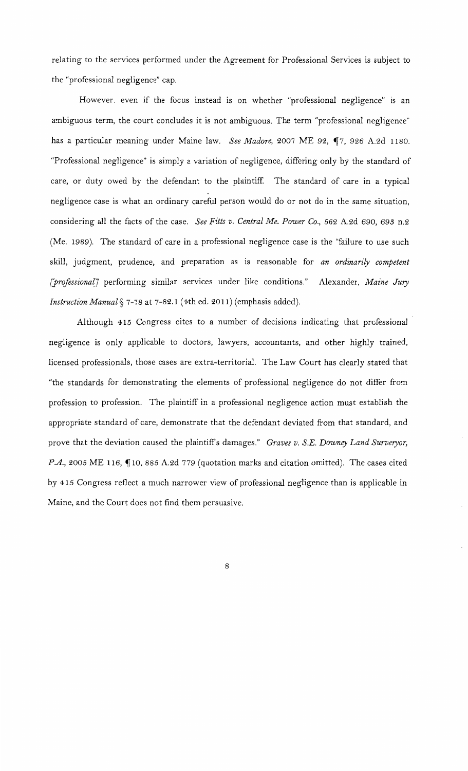relating to the services performed under the Agreement for Professional Services is subject to the "professional negligence" cap.

However, even if the focus instead is on whether "professional negligence" is an ambiguous term, the court concludes it is not ambiguous. The term "professional negligence" has a particular meaning under Maine law. *See Madore*, 2007 ME 92, ¶7, 926 A.2d 1180. "Professional negligence" is simply a variation of negligence, differing only by the standard of care, or duty owed by the defendant to the plaintiff. The standard of care in a typical negligence case is what an ordinary careful person would do or not do in the same situation, considering all the facts of the case. *See Fitts v. Central Me. Power Co.*, 562 A.2d 690, 693 n.2 (Me. 1989). The standard of care in a professional negligence case is the "failure to use such skill, judgment, prudence, and preparation as is reasonable for *an ordinarily competent [professional]* performing similar services under like conditions." Alexander, *Maine Jury Instruction Manual* § 7-78 at 7-82.1 (4th ed. 2011) (emphasis added).

Although 415 Congress cites to a number of decisions indicating that professional negligence is only applicable to doctors, lawyers, accountants, and other highly trained, licensed professionals, those cases are extra-territorial. The Law Court has clearly stated that "the standards for demonstrating the elements of professional negligence do not differ from profession to profession. The plaintiff in a professional negligence action must establish the appropriate standard of care, demonstrate that the defendant deviated from that standard, and prove that the deviation caused the plaintiff's damages." *Graves v. S.E. Downey Land Surveryor, P.A.*, 2005 ME 116, ¶10, 885 A.2d 779 (quotation marks and citation omitted). The cases cited by 415 Congress reflect a much narrower view of professional negligence than is applicable in Maine, and the Court does not find them persuasive.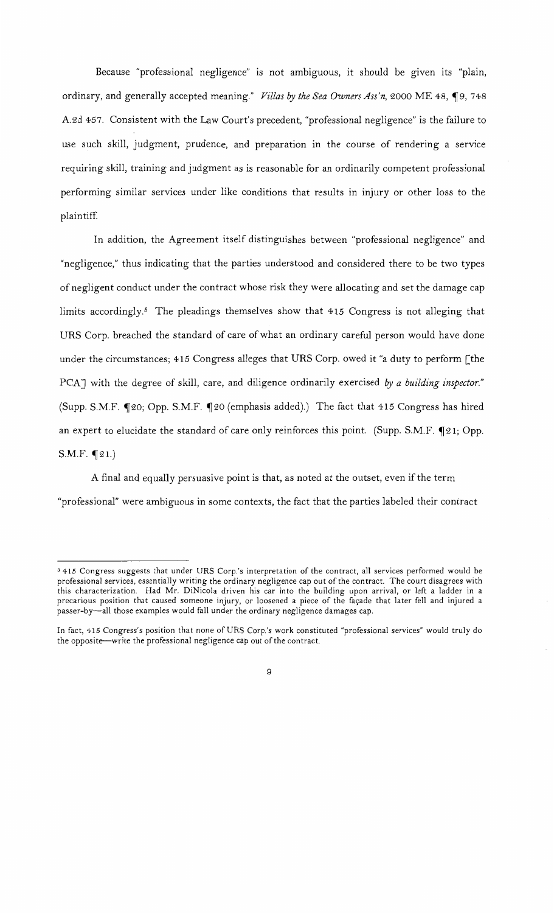Because "professional negligence" is not ambiguous, it should be given its "plain, ordinary, and generally accepted meaning." *Villas by the Sea Owners Ass'n*, 2000 ME 48, ¶9, 748 A.2d 457. Consistent with the Law Court's precedent, "professional negligence" is the failure to use such skill, judgment, prudence, and preparation in the course of rendering a service requiring skill, training and judgment as is reasonable for an ordinarily competent professional performing similar services under like conditions that results in injury or other loss to the plaintiff.

In addition, the Agreement itself distinguishes between "professional negligence" and "negligence," thus indicating that the parties understood and considered there to be two types of negligent conduct under the contract whose risk they were allocating and set the damage cap limits accordingly.[5] The pleadings themselves show that 415 Congress is not alleging that URS Corp. breached the standard of care of what an ordinary careful person would have done under the circumstances; 415 Congress alleges that URS Corp. owed it "a duty to perform [the PCA] with the degree of skill, care, and diligence ordinarily exercised *by a building inspector*." (Supp. S.M.F. ¶20; Opp. S.M.F. ¶20 (emphasis added).) The fact that 415 Congress has hired an expert to elucidate the standard of care only reinforces this point. (Supp. S.M.F. ¶21; Opp. S.M.F. ¶21.)

A final and equally persuasive point is that, as noted at the outset, even if the term "professional" were ambiguous in some contexts, the fact that the parties labeled their contract

---

[5] 415 Congress suggests that under URS Corp.'s interpretation of the contract, all services performed would be professional services, essentially writing the ordinary negligence cap out of the contract. The court disagrees with this characterization. Had Mr. DiNicola driven his car into the building upon arrival, or left a ladder in a precarious position that caused someone injury, or loosened a piece of the façade that later fell and injured a passer-by—all those examples would fall under the ordinary negligence damages cap.

In fact, 415 Congress's position that none of URS Corp.'s work constituted "professional services" would truly do the opposite—write the professional negligence cap out of the contract.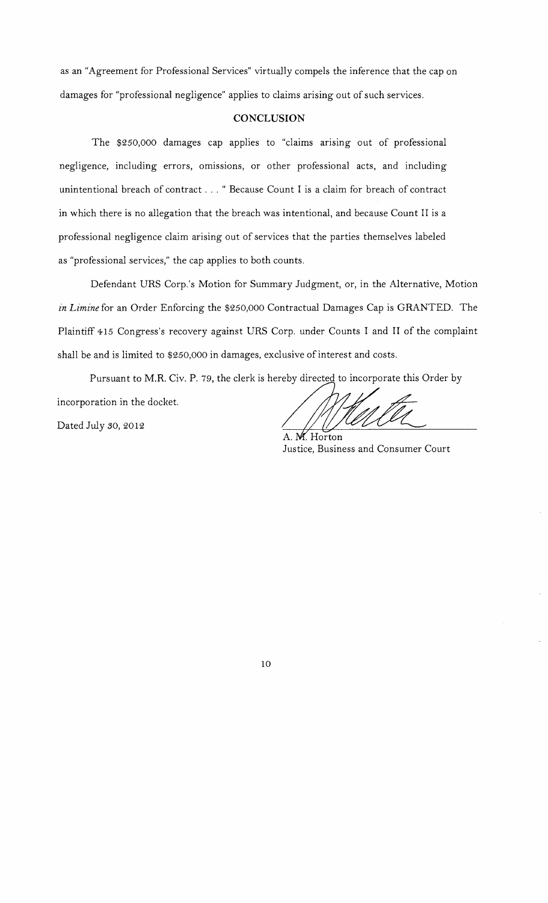as an "Agreement for Professional Services" virtually compels the inference that the cap on damages for "professional negligence" applies to claims arising out of such services.

## CONCLUSION

The $250,000 damages cap applies to "claims arising out of professional negligence, including errors, omissions, or other professional acts, and including unintentional breach of contract . . . " Because Count I is a claim for breach of contract in which there is no allegation that the breach was intentional, and because Count II is a professional negligence claim arising out of services that the parties themselves labeled as "professional services," the cap applies to both counts.

Defendant URS Corp.'s Motion for Summary Judgment, or, in the Alternative, Motion *in Limine* for an Order Enforcing the $250,000 Contractual Damages Cap is GRANTED. The Plaintiff 415 Congress's recovery against URS Corp. under Counts I and II of the complaint shall be and is limited to $250,000 in damages, exclusive of interest and costs.

Pursuant to M.R. Civ. P. 79, the clerk is hereby directed to incorporate this Order by incorporation in the docket.

Dated July 30, 2012

A. M. Horton
Justice, Business and Consumer Court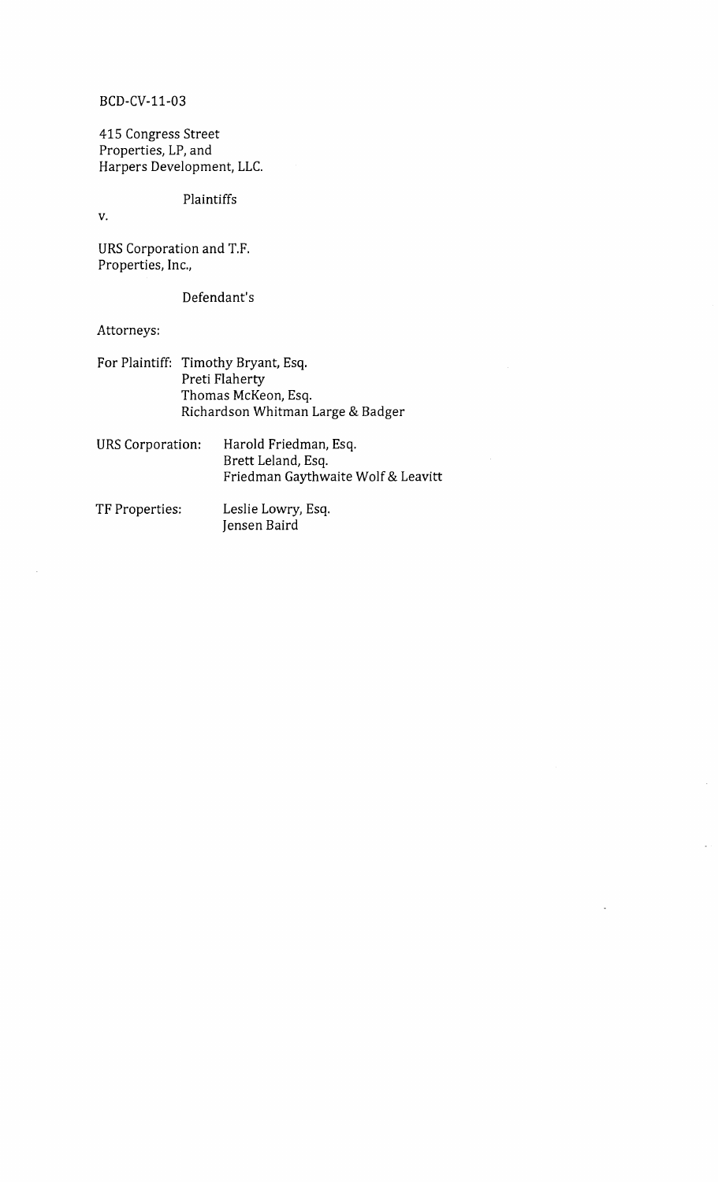BCD-CV-11-03

415 Congress Street
Properties, LP, and
Harpers Development, LLC.

Plaintiffs

v.

URS Corporation and T.F.
Properties, Inc.,

Defendant's

Attorneys:

For Plaintiff: Timothy Bryant, Esq.
Preti Flaherty
Thomas McKeon, Esq.
Richardson Whitman Large & Badger

URS Corporation: Harold Friedman, Esq.
Brett Leland, Esq.
Friedman Gaythwaite Wolf & Leavitt

TF Properties: Leslie Lowry, Esq.
Jensen Baird